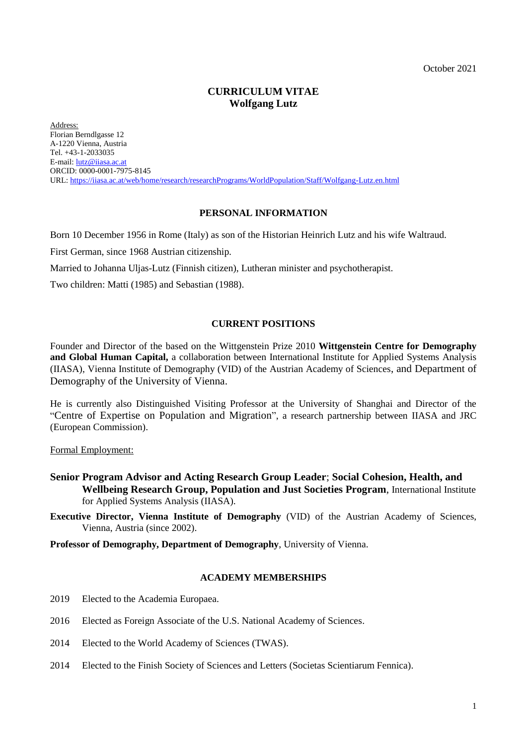October 2021

# CURRICULUM VITAE
# Wolfgang Lutz

Address:
Florian Berndlgasse 12
A-1220 Vienna, Austria
Tel. +43-1-2033035
E-mail: lutz@iiasa.ac.at
ORCID: 0000-0001-7975-8145
URL: https://iiasa.ac.at/web/home/research/researchPrograms/WorldPopulation/Staff/Wolfgang-Lutz.en.html

## PERSONAL INFORMATION

Born 10 December 1956 in Rome (Italy) as son of the Historian Heinrich Lutz and his wife Waltraud.

First German, since 1968 Austrian citizenship.

Married to Johanna Uljas-Lutz (Finnish citizen), Lutheran minister and psychotherapist.

Two children: Matti (1985) and Sebastian (1988).

## CURRENT POSITIONS

Founder and Director of the based on the Wittgenstein Prize 2010 **Wittgenstein Centre for Demography and Global Human Capital,** a collaboration between International Institute for Applied Systems Analysis (IIASA), Vienna Institute of Demography (VID) of the Austrian Academy of Sciences, and Department of Demography of the University of Vienna.

He is currently also Distinguished Visiting Professor at the University of Shanghai and Director of the "Centre of Expertise on Population and Migration", a research partnership between IIASA and JRC (European Commission).

Formal Employment:

**Senior Program Advisor and Acting Research Group Leader**; **Social Cohesion, Health, and Wellbeing Research Group, Population and Just Societies Program**, International Institute for Applied Systems Analysis (IIASA).

**Executive Director, Vienna Institute of Demography** (VID) of the Austrian Academy of Sciences, Vienna, Austria (since 2002).

**Professor of Demography, Department of Demography**, University of Vienna.

## ACADEMY MEMBERSHIPS

2019 Elected to the Academia Europaea.

2016 Elected as Foreign Associate of the U.S. National Academy of Sciences.

2014 Elected to the World Academy of Sciences (TWAS).

2014 Elected to the Finish Society of Sciences and Letters (Societas Scientiarum Fennica).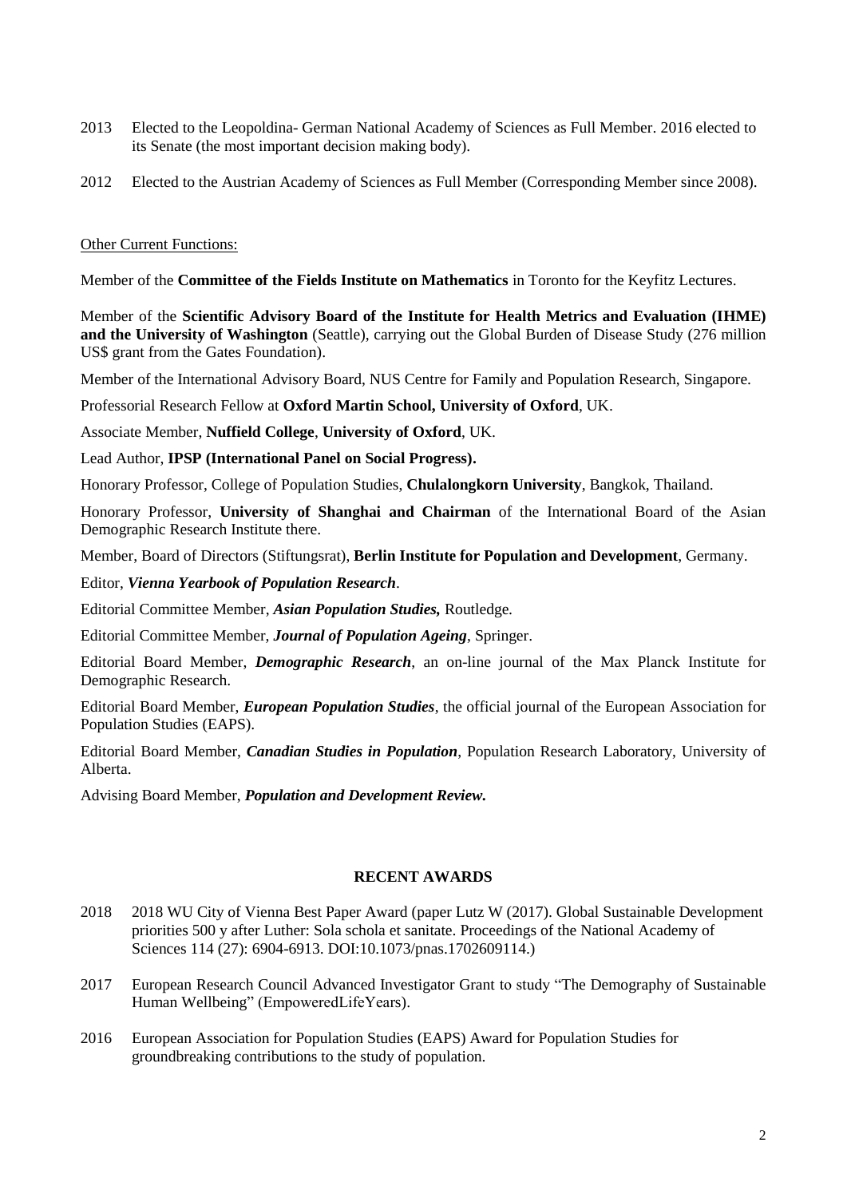2013 Elected to the Leopoldina- German National Academy of Sciences as Full Member. 2016 elected to its Senate (the most important decision making body).

2012 Elected to the Austrian Academy of Sciences as Full Member (Corresponding Member since 2008).

<u>Other Current Functions:</u>

Member of the **Committee of the Fields Institute on Mathematics** in Toronto for the Keyfitz Lectures.

Member of the **Scientific Advisory Board of the Institute for Health Metrics and Evaluation (IHME) and the University of Washington** (Seattle), carrying out the Global Burden of Disease Study (276 million US$ grant from the Gates Foundation).

Member of the International Advisory Board, NUS Centre for Family and Population Research, Singapore.

Professorial Research Fellow at **Oxford Martin School, University of Oxford**, UK.

Associate Member, **Nuffield College**, **University of Oxford**, UK.

Lead Author, **IPSP (International Panel on Social Progress).**

Honorary Professor, College of Population Studies, **Chulalongkorn University**, Bangkok, Thailand.

Honorary Professor, **University of Shanghai and Chairman** of the International Board of the Asian Demographic Research Institute there.

Member, Board of Directors (Stiftungsrat), **Berlin Institute for Population and Development**, Germany.

Editor, ***Vienna Yearbook of Population Research***.

Editorial Committee Member, ***Asian Population Studies,*** Routledge.

Editorial Committee Member, ***Journal of Population Ageing***, Springer.

Editorial Board Member, ***Demographic Research***, an on-line journal of the Max Planck Institute for Demographic Research.

Editorial Board Member, ***European Population Studies***, the official journal of the European Association for Population Studies (EAPS).

Editorial Board Member, ***Canadian Studies in Population***, Population Research Laboratory, University of Alberta.

Advising Board Member, ***Population and Development Review.***

## RECENT AWARDS

2018 2018 WU City of Vienna Best Paper Award (paper Lutz W (2017). Global Sustainable Development priorities 500 y after Luther: Sola schola et sanitate. Proceedings of the National Academy of Sciences 114 (27): 6904-6913. DOI:10.1073/pnas.1702609114.)

2017 European Research Council Advanced Investigator Grant to study "The Demography of Sustainable Human Wellbeing" (EmpoweredLifeYears).

2016 European Association for Population Studies (EAPS) Award for Population Studies for groundbreaking contributions to the study of population.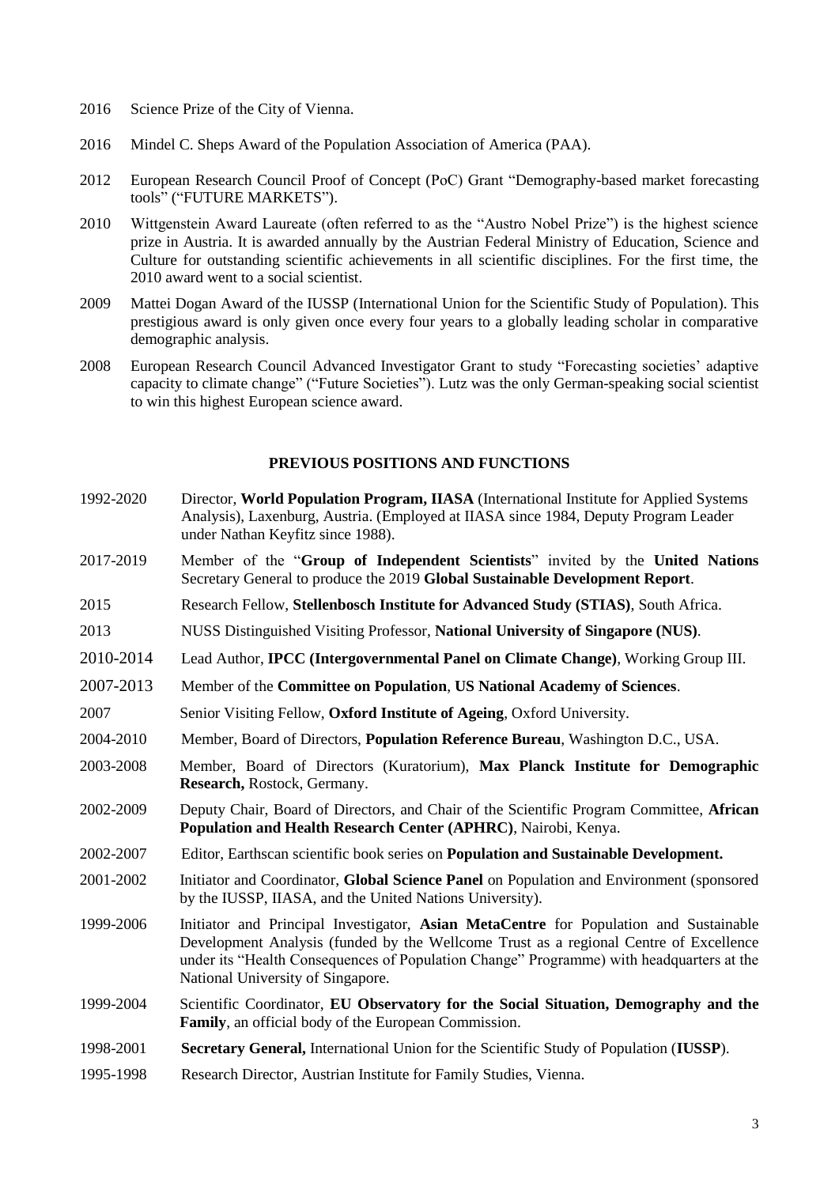2016 Science Prize of the City of Vienna.

2016 Mindel C. Sheps Award of the Population Association of America (PAA).

2012 European Research Council Proof of Concept (PoC) Grant "Demography-based market forecasting tools" ("FUTURE MARKETS").

2010 Wittgenstein Award Laureate (often referred to as the "Austro Nobel Prize") is the highest science prize in Austria. It is awarded annually by the Austrian Federal Ministry of Education, Science and Culture for outstanding scientific achievements in all scientific disciplines. For the first time, the 2010 award went to a social scientist.

2009 Mattei Dogan Award of the IUSSP (International Union for the Scientific Study of Population). This prestigious award is only given once every four years to a globally leading scholar in comparative demographic analysis.

2008 European Research Council Advanced Investigator Grant to study "Forecasting societies' adaptive capacity to climate change" ("Future Societies"). Lutz was the only German-speaking social scientist to win this highest European science award.

## PREVIOUS POSITIONS AND FUNCTIONS

1992-2020 Director, **World Population Program, IIASA** (International Institute for Applied Systems Analysis), Laxenburg, Austria. (Employed at IIASA since 1984, Deputy Program Leader under Nathan Keyfitz since 1988).

2017-2019 Member of the "**Group of Independent Scientists**" invited by the **United Nations** Secretary General to produce the 2019 **Global Sustainable Development Report**.

2015 Research Fellow, **Stellenbosch Institute for Advanced Study (STIAS)**, South Africa.

2013 NUSS Distinguished Visiting Professor, **National University of Singapore (NUS)**.

2010-2014 Lead Author, **IPCC (Intergovernmental Panel on Climate Change)**, Working Group III.

2007-2013 Member of the **Committee on Population**, **US National Academy of Sciences**.

2007 Senior Visiting Fellow, **Oxford Institute of Ageing**, Oxford University.

2004-2010 Member, Board of Directors, **Population Reference Bureau**, Washington D.C., USA.

2003-2008 Member, Board of Directors (Kuratorium), **Max Planck Institute for Demographic Research,** Rostock, Germany.

2002-2009 Deputy Chair, Board of Directors, and Chair of the Scientific Program Committee, **African Population and Health Research Center (APHRC)**, Nairobi, Kenya.

2002-2007 Editor, Earthscan scientific book series on **Population and Sustainable Development.**

2001-2002 Initiator and Coordinator, **Global Science Panel** on Population and Environment (sponsored by the IUSSP, IIASA, and the United Nations University).

1999-2006 Initiator and Principal Investigator, **Asian MetaCentre** for Population and Sustainable Development Analysis (funded by the Wellcome Trust as a regional Centre of Excellence under its "Health Consequences of Population Change" Programme) with headquarters at the National University of Singapore.

1999-2004 Scientific Coordinator, **EU Observatory for the Social Situation, Demography and the Family**, an official body of the European Commission.

1998-2001 **Secretary General,** International Union for the Scientific Study of Population (**IUSSP**).

1995-1998 Research Director, Austrian Institute for Family Studies, Vienna.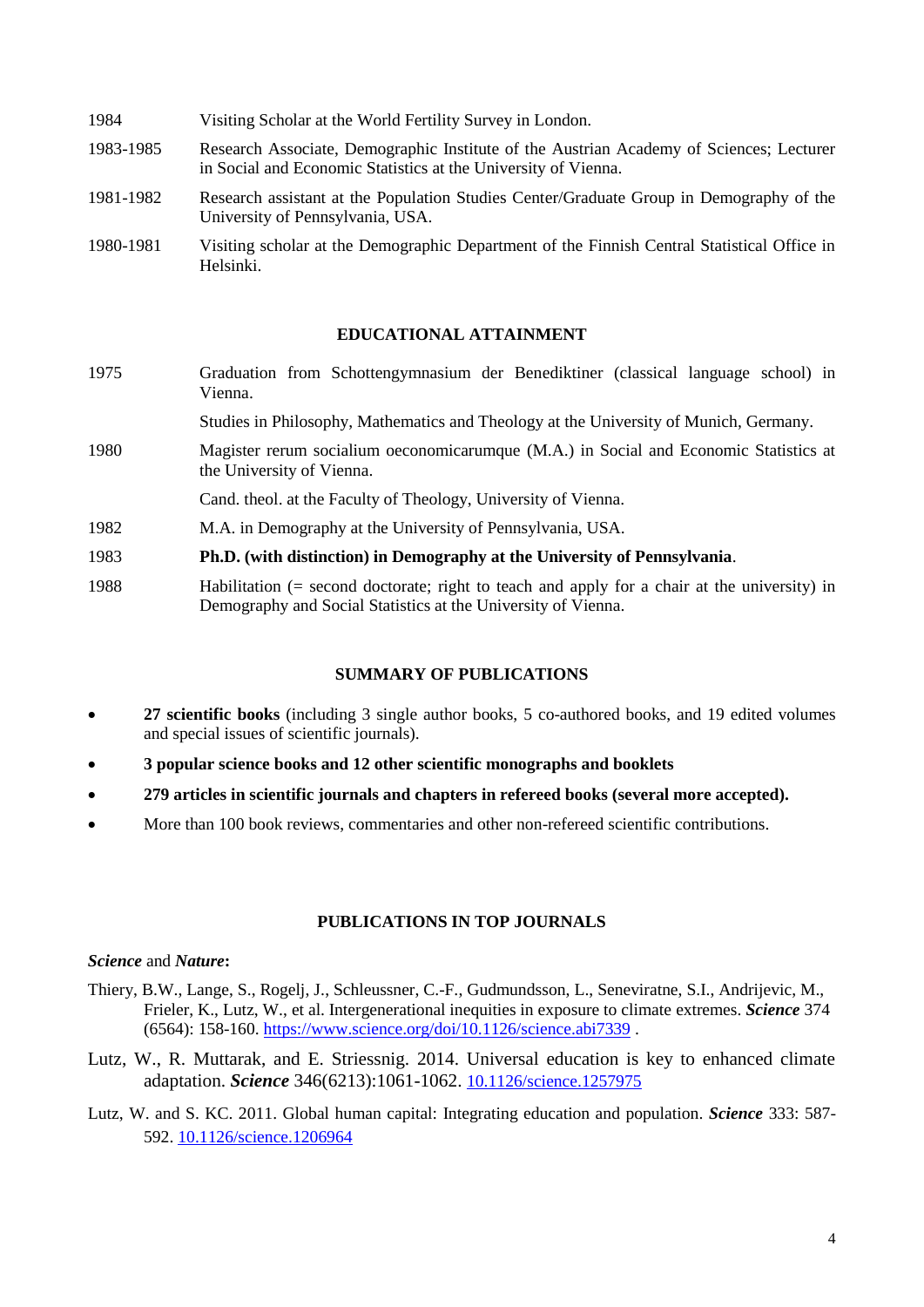| | |
|---|---|
| 1984 | Visiting Scholar at the World Fertility Survey in London. |
| 1983-1985 | Research Associate, Demographic Institute of the Austrian Academy of Sciences; Lecturer in Social and Economic Statistics at the University of Vienna. |
| 1981-1982 | Research assistant at the Population Studies Center/Graduate Group in Demography of the University of Pennsylvania, USA. |
| 1980-1981 | Visiting scholar at the Demographic Department of the Finnish Central Statistical Office in Helsinki. |

## EDUCATIONAL ATTAINMENT

| | |
|---|---|
| 1975 | Graduation from Schottengymnasium der Benediktiner (classical language school) in Vienna. |
| | Studies in Philosophy, Mathematics and Theology at the University of Munich, Germany. |
| 1980 | Magister rerum socialium oeconomicarumque (M.A.) in Social and Economic Statistics at the University of Vienna. |
| | Cand. theol. at the Faculty of Theology, University of Vienna. |
| 1982 | M.A. in Demography at the University of Pennsylvania, USA. |
| 1983 | **Ph.D. (with distinction) in Demography at the University of Pennsylvania**. |
| 1988 | Habilitation (= second doctorate; right to teach and apply for a chair at the university) in Demography and Social Statistics at the University of Vienna. |

## SUMMARY OF PUBLICATIONS

- **27 scientific books** (including 3 single author books, 5 co-authored books, and 19 edited volumes and special issues of scientific journals).
- **3 popular science books and 12 other scientific monographs and booklets**
- **279 articles in scientific journals and chapters in refereed books (several more accepted).**
- More than 100 book reviews, commentaries and other non-refereed scientific contributions.

## PUBLICATIONS IN TOP JOURNALS

***Science*** and ***Nature*:**

Thiery, B.W., Lange, S., Rogelj, J., Schleussner, C.-F., Gudmundsson, L., Seneviratne, S.I., Andrijevic, M., Frieler, K., Lutz, W., et al. Intergenerational inequities in exposure to climate extremes. ***Science*** 374 (6564): 158-160. https://www.science.org/doi/10.1126/science.abi7339 .

Lutz, W., R. Muttarak, and E. Striessnig. 2014. Universal education is key to enhanced climate adaptation. ***Science*** 346(6213):1061-1062. 10.1126/science.1257975

Lutz, W. and S. KC. 2011. Global human capital: Integrating education and population. ***Science*** 333: 587-592. 10.1126/science.1206964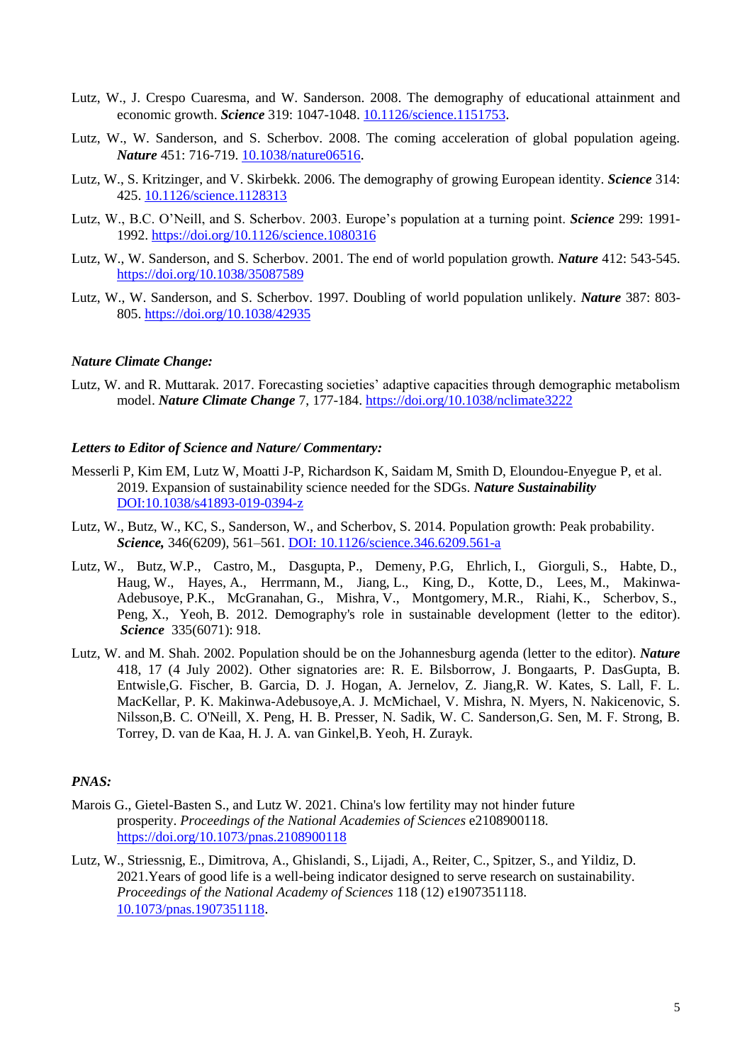Lutz, W., J. Crespo Cuaresma, and W. Sanderson. 2008. The demography of educational attainment and economic growth. ***Science*** 319: 1047-1048. 10.1126/science.1151753.

Lutz, W., W. Sanderson, and S. Scherbov. 2008. The coming acceleration of global population ageing. ***Nature*** 451: 716-719. 10.1038/nature06516.

Lutz, W., S. Kritzinger, and V. Skirbekk. 2006. The demography of growing European identity. ***Science*** 314: 425. 10.1126/science.1128313

Lutz, W., B.C. O'Neill, and S. Scherbov. 2003. Europe's population at a turning point. ***Science*** 299: 1991-1992. https://doi.org/10.1126/science.1080316

Lutz, W., W. Sanderson, and S. Scherbov. 2001. The end of world population growth. ***Nature*** 412: 543-545. https://doi.org/10.1038/35087589

Lutz, W., W. Sanderson, and S. Scherbov. 1997. Doubling of world population unlikely. ***Nature*** 387: 803-805. https://doi.org/10.1038/42935

***Nature Climate Change:***

Lutz, W. and R. Muttarak. 2017. Forecasting societies' adaptive capacities through demographic metabolism model. ***Nature Climate Change*** 7, 177-184. https://doi.org/10.1038/nclimate3222

***Letters to Editor of Science and Nature/ Commentary:***

Messerli P, Kim EM, Lutz W, Moatti J-P, Richardson K, Saidam M, Smith D, Eloundou-Enyegue P, et al. 2019. Expansion of sustainability science needed for the SDGs. ***Nature Sustainability*** DOI:10.1038/s41893-019-0394-z

Lutz, W., Butz, W., KC, S., Sanderson, W., and Scherbov, S. 2014. Population growth: Peak probability. ***Science,*** 346(6209), 561–561. DOI: 10.1126/science.346.6209.561-a

Lutz, W., Butz, W.P., Castro, M., Dasgupta, P., Demeny, P.G, Ehrlich, I., Giorguli, S., Habte, D., Haug, W., Hayes, A., Herrmann, M., Jiang, L., King, D., Kotte, D., Lees, M., Makinwa-Adebusoye, P.K., McGranahan, G., Mishra, V., Montgomery, M.R., Riahi, K., Scherbov, S., Peng, X., Yeoh, B. 2012. Demography's role in sustainable development (letter to the editor). ***Science*** 335(6071): 918.

Lutz, W. and M. Shah. 2002. Population should be on the Johannesburg agenda (letter to the editor). ***Nature*** 418, 17 (4 July 2002). Other signatories are: R. E. Bilsborrow, J. Bongaarts, P. DasGupta, B. Entwisle,G. Fischer, B. Garcia, D. J. Hogan, A. Jernelov, Z. Jiang,R. W. Kates, S. Lall, F. L. MacKellar, P. K. Makinwa-Adebusoye,A. J. McMichael, V. Mishra, N. Myers, N. Nakicenovic, S. Nilsson,B. C. O'Neill, X. Peng, H. B. Presser, N. Sadik, W. C. Sanderson,G. Sen, M. F. Strong, B. Torrey, D. van de Kaa, H. J. A. van Ginkel,B. Yeoh, H. Zurayk.

***PNAS:***

Marois G., Gietel-Basten S., and Lutz W. 2021. China's low fertility may not hinder future prosperity. *Proceedings of the National Academies of Sciences* e2108900118. https://doi.org/10.1073/pnas.2108900118

Lutz, W., Striessnig, E., Dimitrova, A., Ghislandi, S., Lijadi, A., Reiter, C., Spitzer, S., and Yildiz, D. 2021.Years of good life is a well-being indicator designed to serve research on sustainability. *Proceedings of the National Academy of Sciences* 118 (12) e1907351118. 10.1073/pnas.1907351118.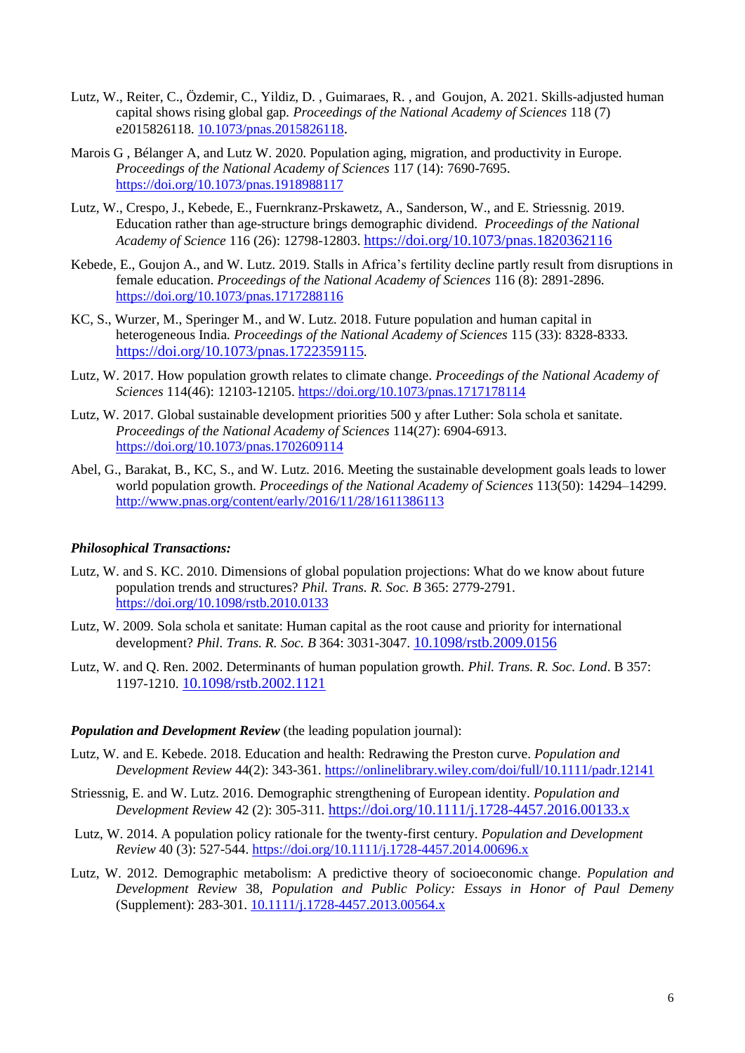Lutz, W., Reiter, C., Özdemir, C., Yildiz, D. , Guimaraes, R. , and Goujon, A. 2021. Skills-adjusted human capital shows rising global gap. *Proceedings of the National Academy of Sciences* 118 (7) e2015826118. 10.1073/pnas.2015826118.

Marois G , Bélanger A, and Lutz W. 2020. Population aging, migration, and productivity in Europe. *Proceedings of the National Academy of Sciences* 117 (14): 7690-7695. https://doi.org/10.1073/pnas.1918988117

Lutz, W., Crespo, J., Kebede, E., Fuernkranz-Prskawetz, A., Sanderson, W., and E. Striessnig. 2019. Education rather than age-structure brings demographic dividend. *Proceedings of the National Academy of Science* 116 (26): 12798-12803. https://doi.org/10.1073/pnas.1820362116

Kebede, E., Goujon A., and W. Lutz. 2019. Stalls in Africa's fertility decline partly result from disruptions in female education. *Proceedings of the National Academy of Sciences* 116 (8): 2891-2896. https://doi.org/10.1073/pnas.1717288116

KC, S., Wurzer, M., Speringer M., and W. Lutz. 2018. Future population and human capital in heterogeneous India. *Proceedings of the National Academy of Sciences* 115 (33): 8328-8333. https://doi.org/10.1073/pnas.1722359115.

Lutz, W. 2017. How population growth relates to climate change. *Proceedings of the National Academy of Sciences* 114(46): 12103-12105. https://doi.org/10.1073/pnas.1717178114

Lutz, W. 2017. Global sustainable development priorities 500 y after Luther: Sola schola et sanitate. *Proceedings of the National Academy of Sciences* 114(27): 6904-6913. https://doi.org/10.1073/pnas.1702609114

Abel, G., Barakat, B., KC, S., and W. Lutz. 2016. Meeting the sustainable development goals leads to lower world population growth. *Proceedings of the National Academy of Sciences* 113(50): 14294–14299. http://www.pnas.org/content/early/2016/11/28/1611386113

***Philosophical Transactions:***

Lutz, W. and S. KC. 2010. Dimensions of global population projections: What do we know about future population trends and structures? *Phil. Trans. R. Soc. B* 365: 2779-2791. https://doi.org/10.1098/rstb.2010.0133

Lutz, W. 2009. Sola schola et sanitate: Human capital as the root cause and priority for international development? *Phil. Trans. R. Soc. B* 364: 3031-3047. 10.1098/rstb.2009.0156

Lutz, W. and Q. Ren. 2002. Determinants of human population growth. *Phil. Trans. R. Soc. Lond*. B 357: 1197-1210. 10.1098/rstb.2002.1121

***Population and Development Review*** (the leading population journal):

Lutz, W. and E. Kebede. 2018. Education and health: Redrawing the Preston curve. *Population and Development Review* 44(2): 343-361. https://onlinelibrary.wiley.com/doi/full/10.1111/padr.12141

Striessnig, E. and W. Lutz. 2016. Demographic strengthening of European identity. *Population and Development Review* 42 (2): 305-311. https://doi.org/10.1111/j.1728-4457.2016.00133.x

Lutz, W. 2014. A population policy rationale for the twenty-first century. *Population and Development Review* 40 (3): 527-544. https://doi.org/10.1111/j.1728-4457.2014.00696.x

Lutz, W. 2012. Demographic metabolism: A predictive theory of socioeconomic change. *Population and Development Review* 38, *Population and Public Policy: Essays in Honor of Paul Demeny* (Supplement): 283-301. 10.1111/j.1728-4457.2013.00564.x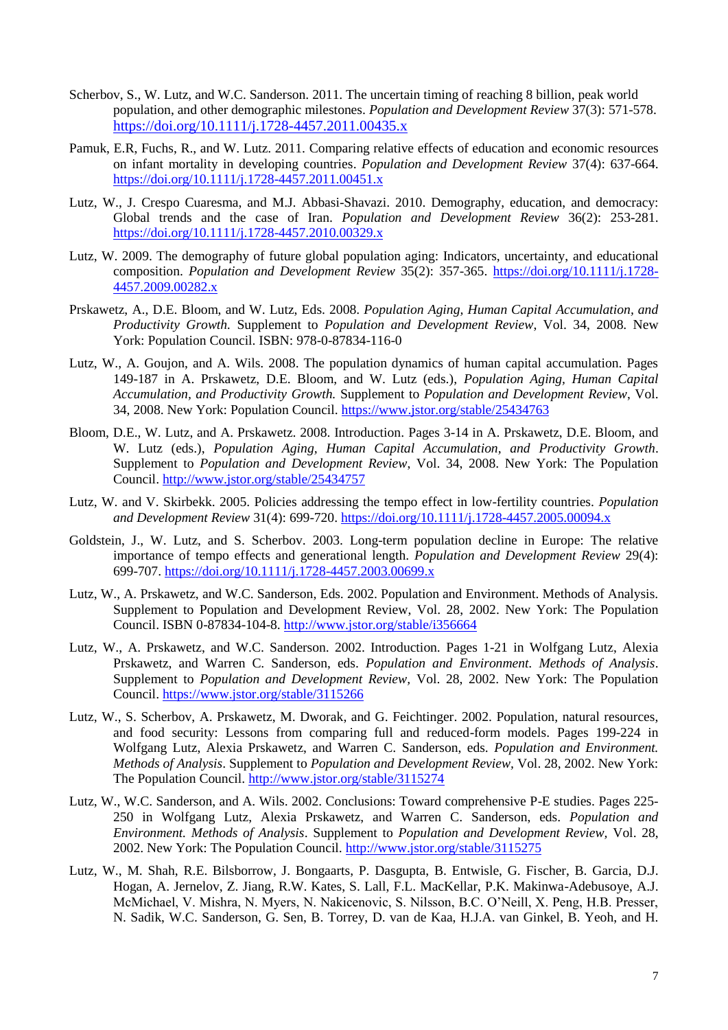Scherbov, S., W. Lutz, and W.C. Sanderson. 2011. The uncertain timing of reaching 8 billion, peak world population, and other demographic milestones. *Population and Development Review* 37(3): 571-578. https://doi.org/10.1111/j.1728-4457.2011.00435.x

Pamuk, E.R, Fuchs, R., and W. Lutz. 2011. Comparing relative effects of education and economic resources on infant mortality in developing countries. *Population and Development Review* 37(4): 637-664. https://doi.org/10.1111/j.1728-4457.2011.00451.x

Lutz, W., J. Crespo Cuaresma, and M.J. Abbasi-Shavazi. 2010. Demography, education, and democracy: Global trends and the case of Iran. *Population and Development Review* 36(2): 253-281. https://doi.org/10.1111/j.1728-4457.2010.00329.x

Lutz, W. 2009. The demography of future global population aging: Indicators, uncertainty, and educational composition. *Population and Development Review* 35(2): 357-365. https://doi.org/10.1111/j.1728-4457.2009.00282.x

Prskawetz, A., D.E. Bloom, and W. Lutz, Eds. 2008. *Population Aging, Human Capital Accumulation, and Productivity Growth.* Supplement to *Population and Development Review*, Vol. 34, 2008. New York: Population Council. ISBN: 978-0-87834-116-0

Lutz, W., A. Goujon, and A. Wils. 2008. The population dynamics of human capital accumulation. Pages 149-187 in A. Prskawetz, D.E. Bloom, and W. Lutz (eds.), *Population Aging, Human Capital Accumulation, and Productivity Growth.* Supplement to *Population and Development Review*, Vol. 34, 2008. New York: Population Council. https://www.jstor.org/stable/25434763

Bloom, D.E., W. Lutz, and A. Prskawetz. 2008. Introduction. Pages 3-14 in A. Prskawetz, D.E. Bloom, and W. Lutz (eds.), *Population Aging, Human Capital Accumulation, and Productivity Growth*. Supplement to *Population and Development Review*, Vol. 34, 2008. New York: The Population Council. http://www.jstor.org/stable/25434757

Lutz, W. and V. Skirbekk. 2005. Policies addressing the tempo effect in low-fertility countries. *Population and Development Review* 31(4): 699-720. https://doi.org/10.1111/j.1728-4457.2005.00094.x

Goldstein, J., W. Lutz, and S. Scherbov. 2003. Long-term population decline in Europe: The relative importance of tempo effects and generational length. *Population and Development Review* 29(4): 699-707. https://doi.org/10.1111/j.1728-4457.2003.00699.x

Lutz, W., A. Prskawetz, and W.C. Sanderson, Eds. 2002. Population and Environment. Methods of Analysis. Supplement to Population and Development Review, Vol. 28, 2002. New York: The Population Council. ISBN 0-87834-104-8. http://www.jstor.org/stable/i356664

Lutz, W., A. Prskawetz, and W.C. Sanderson. 2002. Introduction. Pages 1-21 in Wolfgang Lutz, Alexia Prskawetz, and Warren C. Sanderson, eds. *Population and Environment. Methods of Analysis*. Supplement to *Population and Development Review*, Vol. 28, 2002. New York: The Population Council. https://www.jstor.org/stable/3115266

Lutz, W., S. Scherbov, A. Prskawetz, M. Dworak, and G. Feichtinger. 2002. Population, natural resources, and food security: Lessons from comparing full and reduced-form models. Pages 199-224 in Wolfgang Lutz, Alexia Prskawetz, and Warren C. Sanderson, eds. *Population and Environment. Methods of Analysis*. Supplement to *Population and Development Review*, Vol. 28, 2002. New York: The Population Council. http://www.jstor.org/stable/3115274

Lutz, W., W.C. Sanderson, and A. Wils. 2002. Conclusions: Toward comprehensive P-E studies. Pages 225-250 in Wolfgang Lutz, Alexia Prskawetz, and Warren C. Sanderson, eds. *Population and Environment. Methods of Analysis*. Supplement to *Population and Development Review*, Vol. 28, 2002. New York: The Population Council. http://www.jstor.org/stable/3115275

Lutz, W., M. Shah, R.E. Bilsborrow, J. Bongaarts, P. Dasgupta, B. Entwisle, G. Fischer, B. Garcia, D.J. Hogan, A. Jernelov, Z. Jiang, R.W. Kates, S. Lall, F.L. MacKellar, P.K. Makinwa-Adebusoye, A.J. McMichael, V. Mishra, N. Myers, N. Nakicenovic, S. Nilsson, B.C. O'Neill, X. Peng, H.B. Presser, N. Sadik, W.C. Sanderson, G. Sen, B. Torrey, D. van de Kaa, H.J.A. van Ginkel, B. Yeoh, and H.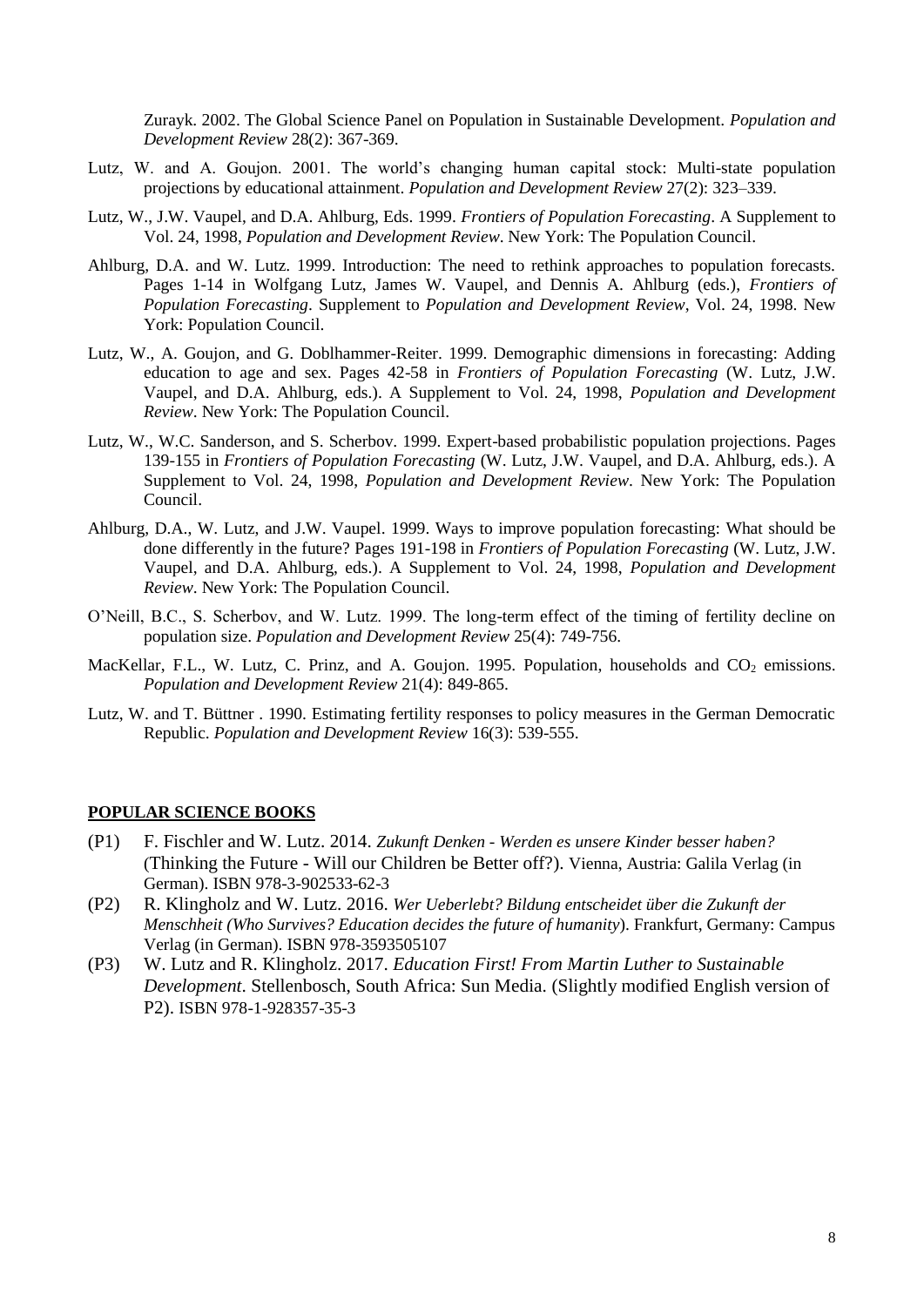Zurayk. 2002. The Global Science Panel on Population in Sustainable Development. *Population and Development Review* 28(2): 367-369.

Lutz, W. and A. Goujon. 2001. The world's changing human capital stock: Multi-state population projections by educational attainment. *Population and Development Review* 27(2): 323–339.

Lutz, W., J.W. Vaupel, and D.A. Ahlburg, Eds. 1999. *Frontiers of Population Forecasting*. A Supplement to Vol. 24, 1998, *Population and Development Review*. New York: The Population Council.

Ahlburg, D.A. and W. Lutz. 1999. Introduction: The need to rethink approaches to population forecasts. Pages 1-14 in Wolfgang Lutz, James W. Vaupel, and Dennis A. Ahlburg (eds.), *Frontiers of Population Forecasting*. Supplement to *Population and Development Review*, Vol. 24, 1998. New York: Population Council.

Lutz, W., A. Goujon, and G. Doblhammer-Reiter. 1999. Demographic dimensions in forecasting: Adding education to age and sex. Pages 42-58 in *Frontiers of Population Forecasting* (W. Lutz, J.W. Vaupel, and D.A. Ahlburg, eds.). A Supplement to Vol. 24, 1998, *Population and Development Review*. New York: The Population Council.

Lutz, W., W.C. Sanderson, and S. Scherbov. 1999. Expert-based probabilistic population projections. Pages 139-155 in *Frontiers of Population Forecasting* (W. Lutz, J.W. Vaupel, and D.A. Ahlburg, eds.). A Supplement to Vol. 24, 1998, *Population and Development Review*. New York: The Population Council.

Ahlburg, D.A., W. Lutz, and J.W. Vaupel. 1999. Ways to improve population forecasting: What should be done differently in the future? Pages 191-198 in *Frontiers of Population Forecasting* (W. Lutz, J.W. Vaupel, and D.A. Ahlburg, eds.). A Supplement to Vol. 24, 1998, *Population and Development Review*. New York: The Population Council.

O'Neill, B.C., S. Scherbov, and W. Lutz. 1999. The long-term effect of the timing of fertility decline on population size. *Population and Development Review* 25(4): 749-756.

MacKellar, F.L., W. Lutz, C. Prinz, and A. Goujon. 1995. Population, households and $CO_2$ emissions. *Population and Development Review* 21(4): 849-865.

Lutz, W. and T. Büttner . 1990. Estimating fertility responses to policy measures in the German Democratic Republic. *Population and Development Review* 16(3): 539-555.

## POPULAR SCIENCE BOOKS

(P1) F. Fischler and W. Lutz. 2014. *Zukunft Denken - Werden es unsere Kinder besser haben?* (Thinking the Future - Will our Children be Better off?). Vienna, Austria: Galila Verlag (in German). ISBN 978-3-902533-62-3

(P2) R. Klingholz and W. Lutz. 2016. *Wer Ueberlebt? Bildung entscheidet über die Zukunft der Menschheit (Who Survives? Education decides the future of humanity*). Frankfurt, Germany: Campus Verlag (in German). ISBN 978-3593505107

(P3) W. Lutz and R. Klingholz. 2017. *Education First! From Martin Luther to Sustainable Development*. Stellenbosch, South Africa: Sun Media. (Slightly modified English version of P2). ISBN 978-1-928357-35-3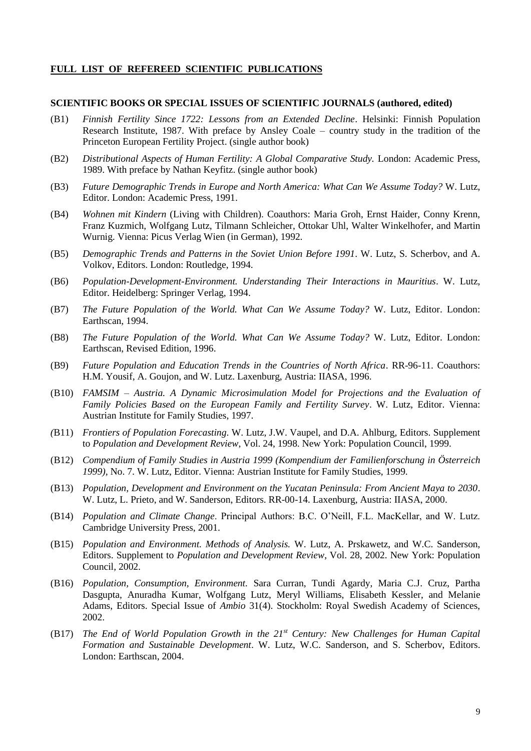**FULL LIST OF REFEREED SCIENTIFIC PUBLICATIONS**

**SCIENTIFIC BOOKS OR SPECIAL ISSUES OF SCIENTIFIC JOURNALS (authored, edited)**

(B1) *Finnish Fertility Since 1722: Lessons from an Extended Decline*. Helsinki: Finnish Population Research Institute, 1987. With preface by Ansley Coale – country study in the tradition of the Princeton European Fertility Project. (single author book)

(B2) *Distributional Aspects of Human Fertility: A Global Comparative Study.* London: Academic Press, 1989. With preface by Nathan Keyfitz. (single author book)

(B3) *Future Demographic Trends in Europe and North America: What Can We Assume Today?* W. Lutz, Editor. London: Academic Press, 1991.

(B4) *Wohnen mit Kindern* (Living with Children). Coauthors: Maria Groh, Ernst Haider, Conny Krenn, Franz Kuzmich, Wolfgang Lutz, Tilmann Schleicher, Ottokar Uhl, Walter Winkelhofer, and Martin Wurnig. Vienna: Picus Verlag Wien (in German), 1992.

(B5) *Demographic Trends and Patterns in the Soviet Union Before 1991*. W. Lutz, S. Scherbov, and A. Volkov, Editors. London: Routledge, 1994.

(B6) *Population-Development-Environment. Understanding Their Interactions in Mauritius*. W. Lutz, Editor. Heidelberg: Springer Verlag, 1994.

(B7) *The Future Population of the World. What Can We Assume Today?* W. Lutz, Editor. London: Earthscan, 1994.

(B8) *The Future Population of the World. What Can We Assume Today?* W. Lutz, Editor. London: Earthscan, Revised Edition, 1996.

(B9) *Future Population and Education Trends in the Countries of North Africa*. RR-96-11. Coauthors: H.M. Yousif, A. Goujon, and W. Lutz. Laxenburg, Austria: IIASA, 1996.

(B10) *FAMSIM – Austria. A Dynamic Microsimulation Model for Projections and the Evaluation of Family Policies Based on the European Family and Fertility Survey*. W. Lutz, Editor. Vienna: Austrian Institute for Family Studies, 1997.

(B11) *Frontiers of Population Forecasting*. W. Lutz, J.W. Vaupel, and D.A. Ahlburg, Editors. Supplement to *Population and Development Review*, Vol. 24, 1998. New York: Population Council, 1999.

(B12) *Compendium of Family Studies in Austria 1999 (Kompendium der Familienforschung in Österreich 1999)*, No. 7. W. Lutz, Editor. Vienna: Austrian Institute for Family Studies, 1999.

(B13) *Population, Development and Environment on the Yucatan Peninsula: From Ancient Maya to 2030*. W. Lutz, L. Prieto, and W. Sanderson, Editors. RR-00-14. Laxenburg, Austria: IIASA, 2000.

(B14) *Population and Climate Change*. Principal Authors: B.C. O'Neill, F.L. MacKellar, and W. Lutz. Cambridge University Press, 2001.

(B15) *Population and Environment. Methods of Analysis.* W. Lutz, A. Prskawetz, and W.C. Sanderson, Editors. Supplement to *Population and Development Review*, Vol. 28, 2002. New York: Population Council, 2002.

(B16) *Population, Consumption, Environment.* Sara Curran, Tundi Agardy, Maria C.J. Cruz, Partha Dasgupta, Anuradha Kumar, Wolfgang Lutz, Meryl Williams, Elisabeth Kessler, and Melanie Adams, Editors. Special Issue of *Ambio* 31(4). Stockholm: Royal Swedish Academy of Sciences, 2002.

(B17) *The End of World Population Growth in the 21st Century: New Challenges for Human Capital Formation and Sustainable Development*. W. Lutz, W.C. Sanderson, and S. Scherbov, Editors. London: Earthscan, 2004.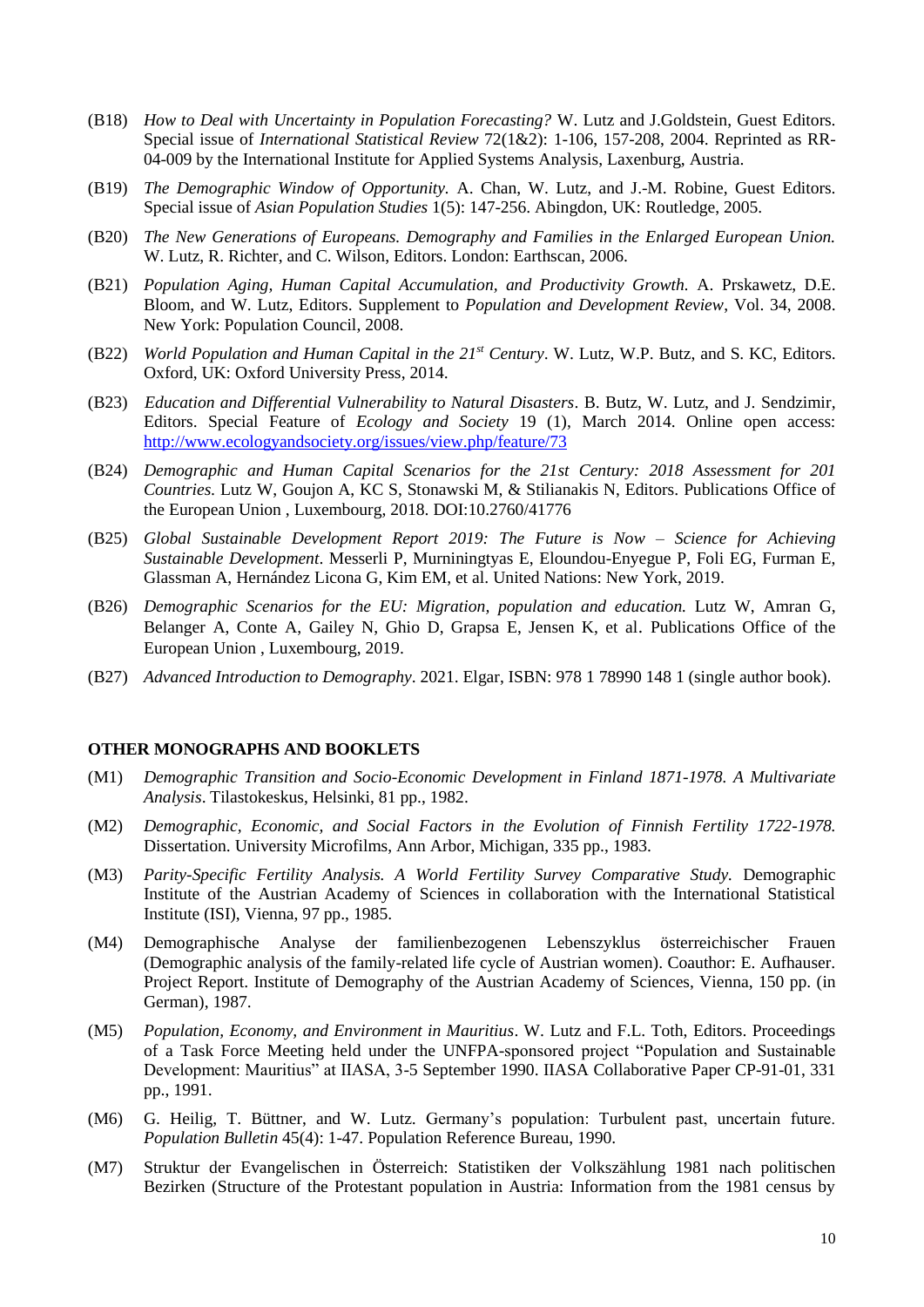(B18) *How to Deal with Uncertainty in Population Forecasting?* W. Lutz and J.Goldstein, Guest Editors. Special issue of *International Statistical Review* 72(1&2): 1-106, 157-208, 2004. Reprinted as RR-04-009 by the International Institute for Applied Systems Analysis, Laxenburg, Austria.

(B19) *The Demographic Window of Opportunity.* A. Chan, W. Lutz, and J.-M. Robine, Guest Editors. Special issue of *Asian Population Studies* 1(5): 147-256. Abingdon, UK: Routledge, 2005.

(B20) *The New Generations of Europeans. Demography and Families in the Enlarged European Union.* W. Lutz, R. Richter, and C. Wilson, Editors. London: Earthscan, 2006.

(B21) *Population Aging, Human Capital Accumulation, and Productivity Growth.* A. Prskawetz, D.E. Bloom, and W. Lutz, Editors. Supplement to *Population and Development Review*, Vol. 34, 2008. New York: Population Council, 2008.

(B22) *World Population and Human Capital in the 21st Century*. W. Lutz, W.P. Butz, and S. KC, Editors. Oxford, UK: Oxford University Press, 2014.

(B23) *Education and Differential Vulnerability to Natural Disasters*. B. Butz, W. Lutz, and J. Sendzimir, Editors. Special Feature of *Ecology and Society* 19 (1), March 2014. Online open access: http://www.ecologyandsociety.org/issues/view.php/feature/73

(B24) *Demographic and Human Capital Scenarios for the 21st Century: 2018 Assessment for 201 Countries.* Lutz W, Goujon A, KC S, Stonawski M, & Stilianakis N, Editors. Publications Office of the European Union , Luxembourg, 2018. DOI:10.2760/41776

(B25) *Global Sustainable Development Report 2019: The Future is Now – Science for Achieving Sustainable Development*. Messerli P, Murniningtyas E, Eloundou-Enyegue P, Foli EG, Furman E, Glassman A, Hernández Licona G, Kim EM, et al. United Nations: New York, 2019.

(B26) *Demographic Scenarios for the EU: Migration, population and education.* Lutz W, Amran G, Belanger A, Conte A, Gailey N, Ghio D, Grapsa E, Jensen K, et al. Publications Office of the European Union , Luxembourg, 2019.

(B27) *Advanced Introduction to Demography*. 2021. Elgar, ISBN: 978 1 78990 148 1 (single author book).

## OTHER MONOGRAPHS AND BOOKLETS

(M1) *Demographic Transition and Socio-Economic Development in Finland 1871-1978. A Multivariate Analysis*. Tilastokeskus, Helsinki, 81 pp., 1982.

(M2) *Demographic, Economic, and Social Factors in the Evolution of Finnish Fertility 1722-1978.* Dissertation. University Microfilms, Ann Arbor, Michigan, 335 pp., 1983.

(M3) *Parity-Specific Fertility Analysis. A World Fertility Survey Comparative Study.* Demographic Institute of the Austrian Academy of Sciences in collaboration with the International Statistical Institute (ISI), Vienna, 97 pp., 1985.

(M4) Demographische Analyse der familienbezogenen Lebenszyklus österreichischer Frauen (Demographic analysis of the family-related life cycle of Austrian women). Coauthor: E. Aufhauser. Project Report. Institute of Demography of the Austrian Academy of Sciences, Vienna, 150 pp. (in German), 1987.

(M5) *Population, Economy, and Environment in Mauritius*. W. Lutz and F.L. Toth, Editors. Proceedings of a Task Force Meeting held under the UNFPA-sponsored project "Population and Sustainable Development: Mauritius" at IIASA, 3-5 September 1990. IIASA Collaborative Paper CP-91-01, 331 pp., 1991.

(M6) G. Heilig, T. Büttner, and W. Lutz. Germany's population: Turbulent past, uncertain future. *Population Bulletin* 45(4): 1-47. Population Reference Bureau, 1990.

(M7) Struktur der Evangelischen in Österreich: Statistiken der Volkszählung 1981 nach politischen Bezirken (Structure of the Protestant population in Austria: Information from the 1981 census by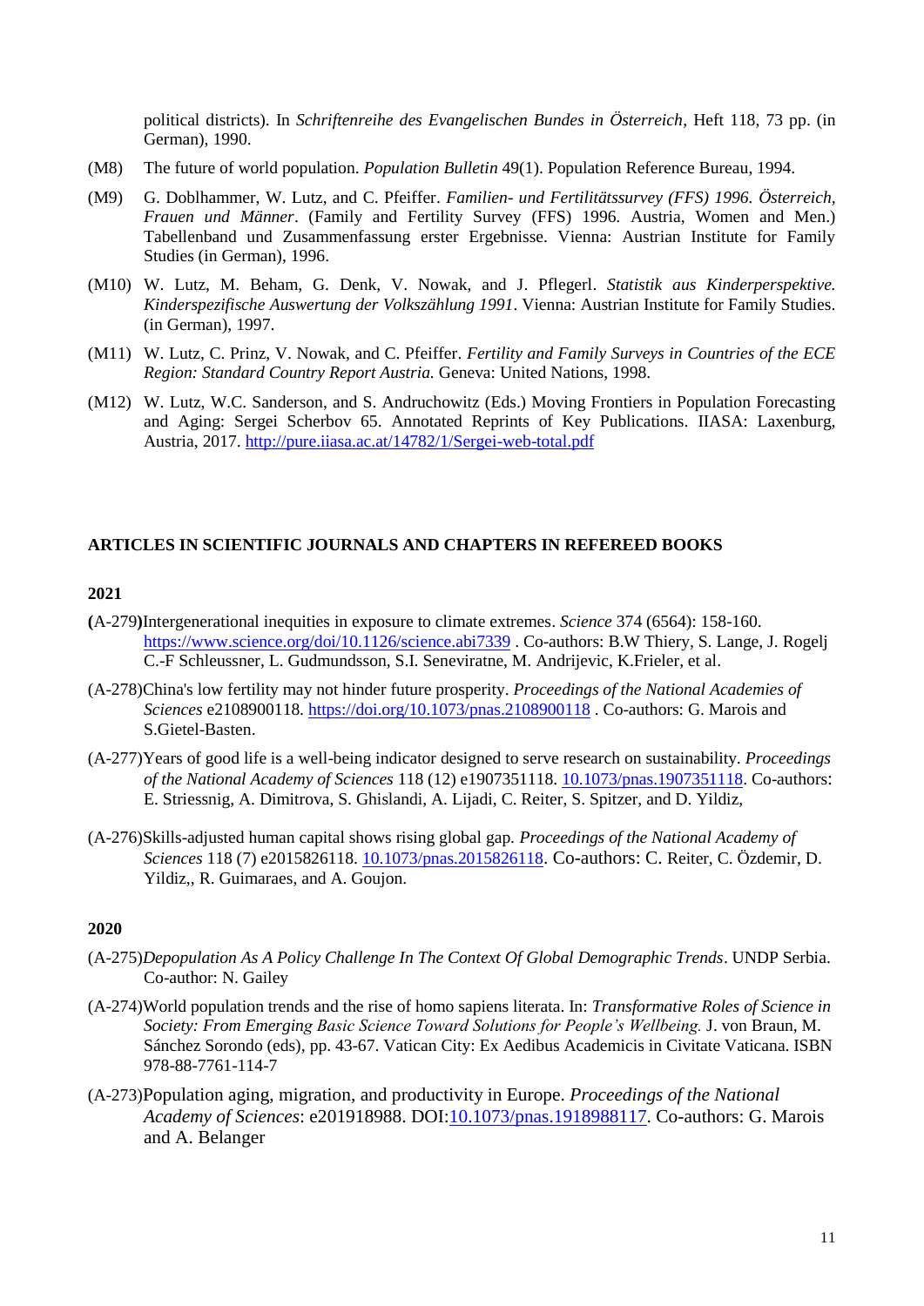political districts). In *Schriftenreihe des Evangelischen Bundes in Österreich*, Heft 118, 73 pp. (in German), 1990.

(M8) The future of world population. *Population Bulletin* 49(1). Population Reference Bureau, 1994.

(M9) G. Doblhammer, W. Lutz, and C. Pfeiffer. *Familien- und Fertilitätssurvey (FFS) 1996. Österreich, Frauen und Männer*. (Family and Fertility Survey (FFS) 1996. Austria, Women and Men.) Tabellenband und Zusammenfassung erster Ergebnisse. Vienna: Austrian Institute for Family Studies (in German), 1996.

(M10) W. Lutz, M. Beham, G. Denk, V. Nowak, and J. Pflegerl. *Statistik aus Kinderperspektive. Kinderspezifische Auswertung der Volkszählung 1991*. Vienna: Austrian Institute for Family Studies. (in German), 1997.

(M11) W. Lutz, C. Prinz, V. Nowak, and C. Pfeiffer. *Fertility and Family Surveys in Countries of the ECE Region: Standard Country Report Austria.* Geneva: United Nations, 1998.

(M12) W. Lutz, W.C. Sanderson, and S. Andruchowitz (Eds.) Moving Frontiers in Population Forecasting and Aging: Sergei Scherbov 65. Annotated Reprints of Key Publications. IIASA: Laxenburg, Austria, 2017. http://pure.iiasa.ac.at/14782/1/Sergei-web-total.pdf

## ARTICLES IN SCIENTIFIC JOURNALS AND CHAPTERS IN REFEREED BOOKS

### 2021

**(**A-279**)**Intergenerational inequities in exposure to climate extremes. *Science* 374 (6564): 158-160. https://www.science.org/doi/10.1126/science.abi7339 . Co-authors: B.W Thiery, S. Lange, J. Rogelj C.-F Schleussner, L. Gudmundsson, S.I. Seneviratne, M. Andrijevic, K.Frieler, et al.

(A-278)China's low fertility may not hinder future prosperity. *Proceedings of the National Academies of Sciences* e2108900118. https://doi.org/10.1073/pnas.2108900118 . Co-authors: G. Marois and S.Gietel-Basten.

(A-277)Years of good life is a well-being indicator designed to serve research on sustainability. *Proceedings of the National Academy of Sciences* 118 (12) e1907351118. 10.1073/pnas.1907351118. Co-authors: E. Striessnig, A. Dimitrova, S. Ghislandi, A. Lijadi, C. Reiter, S. Spitzer, and D. Yildiz,

(A-276)Skills-adjusted human capital shows rising global gap. *Proceedings of the National Academy of Sciences* 118 (7) e2015826118. 10.1073/pnas.2015826118. Co-authors: C. Reiter, C. Özdemir, D. Yildiz,, R. Guimaraes, and A. Goujon.

### 2020

(A-275)*Depopulation As A Policy Challenge In The Context Of Global Demographic Trends*. UNDP Serbia. Co-author: N. Gailey

(A-274)World population trends and the rise of homo sapiens literata. In: *Transformative Roles of Science in Society: From Emerging Basic Science Toward Solutions for People's Wellbeing.* J. von Braun, M. Sánchez Sorondo (eds), pp. 43-67. Vatican City: Ex Aedibus Academicis in Civitate Vaticana. ISBN 978-88-7761-114-7

(A-273)Population aging, migration, and productivity in Europe. *Proceedings of the National Academy of Sciences*: e201918988. DOI:10.1073/pnas.1918988117. Co-authors: G. Marois and A. Belanger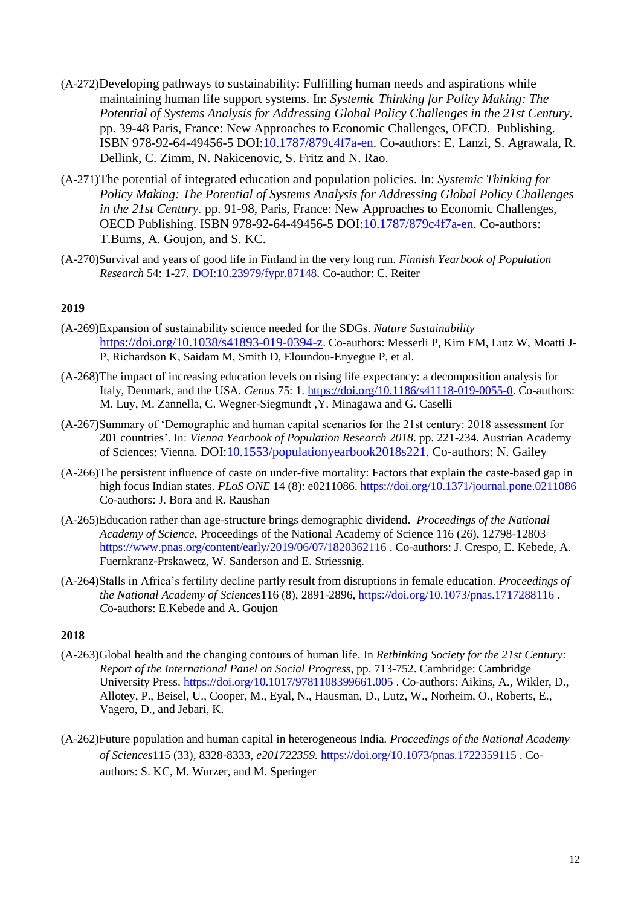(A-272)Developing pathways to sustainability: Fulfilling human needs and aspirations while maintaining human life support systems. In: *Systemic Thinking for Policy Making: The Potential of Systems Analysis for Addressing Global Policy Challenges in the 21st Century.* pp. 39-48 Paris, France: New Approaches to Economic Challenges, OECD. Publishing. ISBN 978-92-64-49456-5 DOI:10.1787/879c4f7a-en. Co-authors: E. Lanzi, S. Agrawala, R. Dellink, C. Zimm, N. Nakicenovic, S. Fritz and N. Rao.

(A-271)The potential of integrated education and population policies. In: *Systemic Thinking for Policy Making: The Potential of Systems Analysis for Addressing Global Policy Challenges in the 21st Century.* pp. 91-98, Paris, France: New Approaches to Economic Challenges, OECD Publishing. ISBN 978-92-64-49456-5 DOI:10.1787/879c4f7a-en. Co-authors: T.Burns, A. Goujon, and S. KC.

(A-270)Survival and years of good life in Finland in the very long run. *Finnish Yearbook of Population Research* 54: 1-27. DOI:10.23979/fypr.87148. Co-author: C. Reiter

**2019**

(A-269)Expansion of sustainability science needed for the SDGs. *Nature Sustainability* https://doi.org/10.1038/s41893-019-0394-z. Co-authors: Messerli P, Kim EM, Lutz W, Moatti J-P, Richardson K, Saidam M, Smith D, Eloundou-Enyegue P, et al.

(A-268)The impact of increasing education levels on rising life expectancy: a decomposition analysis for Italy, Denmark, and the USA. *Genus* 75: 1. https://doi.org/10.1186/s41118-019-0055-0. Co-authors: M. Luy, M. Zannella, C. Wegner-Siegmundt ,Y. Minagawa and G. Caselli

(A-267)Summary of 'Demographic and human capital scenarios for the 21st century: 2018 assessment for 201 countries'. In: *Vienna Yearbook of Population Research 2018*. pp. 221-234. Austrian Academy of Sciences: Vienna. DOI:10.1553/populationyearbook2018s221. Co-authors: N. Gailey

(A-266)The persistent influence of caste on under-five mortality: Factors that explain the caste-based gap in high focus Indian states. *PLoS ONE* 14 (8): e0211086. https://doi.org/10.1371/journal.pone.0211086 Co-authors: J. Bora and R. Raushan

(A-265)Education rather than age-structure brings demographic dividend. *Proceedings of the National Academy of Science*, Proceedings of the National Academy of Science 116 (26), 12798-12803 https://www.pnas.org/content/early/2019/06/07/1820362116 . Co-authors: J. Crespo, E. Kebede, A. Fuernkranz-Prskawetz, W. Sanderson and E. Striessnig.

(A-264)Stalls in Africa's fertility decline partly result from disruptions in female education. *Proceedings of the National Academy of Sciences*116 (8), 2891-2896, https://doi.org/10.1073/pnas.1717288116 . *C*o-authors: E.Kebede and A. Goujon

**2018**

(A-263)Global health and the changing contours of human life. In *Rethinking Society for the 21st Century: Report of the International Panel on Social Progress*, pp. 713-752. Cambridge: Cambridge University Press. https://doi.org/10.1017/9781108399661.005 . Co-authors: Aikins, A., Wikler, D., Allotey, P., Beisel, U., Cooper, M., Eyal, N., Hausman, D., Lutz, W., Norheim, O., Roberts, E., Vagero, D., and Jebari, K.

(A-262)Future population and human capital in heterogeneous India. *Proceedings of the National Academy of Sciences*115 (33), 8328-8333, *e201722359.* https://doi.org/10.1073/pnas.1722359115 . Co-authors: S. KC, M. Wurzer, and M. Speringer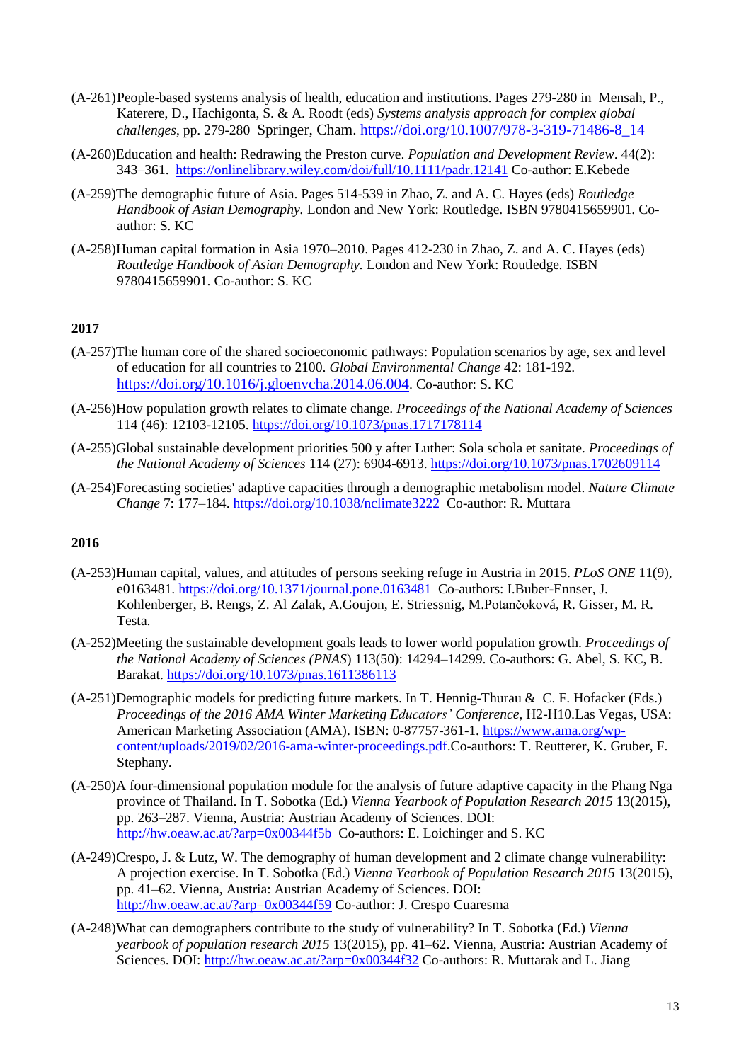(A-261) People-based systems analysis of health, education and institutions. Pages 279-280 in Mensah, P., Katerere, D., Hachigonta, S. & A. Roodt (eds) *Systems analysis approach for complex global challenges*, pp. 279-280 Springer, Cham. https://doi.org/10.1007/978-3-319-71486-8_14

(A-260) Education and health: Redrawing the Preston curve. *Population and Development Review*. 44(2): 343–361. https://onlinelibrary.wiley.com/doi/full/10.1111/padr.12141 Co-author: E.Kebede

(A-259) The demographic future of Asia. Pages 514-539 in Zhao, Z. and A. C. Hayes (eds) *Routledge Handbook of Asian Demography*. London and New York: Routledge. ISBN 9780415659901. Co-author: S. KC

(A-258) Human capital formation in Asia 1970–2010. Pages 412-230 in Zhao, Z. and A. C. Hayes (eds) *Routledge Handbook of Asian Demography*. London and New York: Routledge. ISBN 9780415659901. Co-author: S. KC

**2017**

(A-257) The human core of the shared socioeconomic pathways: Population scenarios by age, sex and level of education for all countries to 2100. *Global Environmental Change* 42: 181-192. https://doi.org/10.1016/j.gloenvcha.2014.06.004. Co-author: S. KC

(A-256) How population growth relates to climate change. *Proceedings of the National Academy of Sciences* 114 (46): 12103-12105. https://doi.org/10.1073/pnas.1717178114

(A-255) Global sustainable development priorities 500 y after Luther: Sola schola et sanitate. *Proceedings of the National Academy of Sciences* 114 (27): 6904-6913. https://doi.org/10.1073/pnas.1702609114

(A-254) Forecasting societies' adaptive capacities through a demographic metabolism model. *Nature Climate Change* 7: 177–184. https://doi.org/10.1038/nclimate3222 Co-author: R. Muttara

**2016**

(A-253) Human capital, values, and attitudes of persons seeking refuge in Austria in 2015. *PLoS ONE* 11(9), e0163481. https://doi.org/10.1371/journal.pone.0163481 Co-authors: I.Buber-Ennser, J. Kohlenberger, B. Rengs, Z. Al Zalak, A.Goujon, E. Striessnig, M.Potančoková, R. Gisser, M. R. Testa.

(A-252) Meeting the sustainable development goals leads to lower world population growth. *Proceedings of the National Academy of Sciences (PNAS)* 113(50): 14294–14299. Co-authors: G. Abel, S. KC, B. Barakat. https://doi.org/10.1073/pnas.1611386113

(A-251) Demographic models for predicting future markets. In T. Hennig-Thurau & C. F. Hofacker (Eds.) *Proceedings of the 2016 AMA Winter Marketing Educators' Conference,* H2-H10.Las Vegas, USA: American Marketing Association (AMA). ISBN: 0-87757-361-1. https://www.ama.org/wp-content/uploads/2019/02/2016-ama-winter-proceedings.pdf.Co-authors: T. Reutterer, K. Gruber, F. Stephany.

(A-250) A four-dimensional population module for the analysis of future adaptive capacity in the Phang Nga province of Thailand. In T. Sobotka (Ed.) *Vienna Yearbook of Population Research 2015* 13(2015), pp. 263–287. Vienna, Austria: Austrian Academy of Sciences. DOI: http://hw.oeaw.ac.at/?arp=0x00344f5b Co-authors: E. Loichinger and S. KC

(A-249) Crespo, J. & Lutz, W. The demography of human development and 2 climate change vulnerability: A projection exercise. In T. Sobotka (Ed.) *Vienna Yearbook of Population Research 2015* 13(2015), pp. 41–62. Vienna, Austria: Austrian Academy of Sciences. DOI: http://hw.oeaw.ac.at/?arp=0x00344f59 Co-author: J. Crespo Cuaresma

(A-248) What can demographers contribute to the study of vulnerability? In T. Sobotka (Ed.) *Vienna yearbook of population research 2015* 13(2015), pp. 41–62. Vienna, Austria: Austrian Academy of Sciences. DOI: http://hw.oeaw.ac.at/?arp=0x00344f32 Co-authors: R. Muttarak and L. Jiang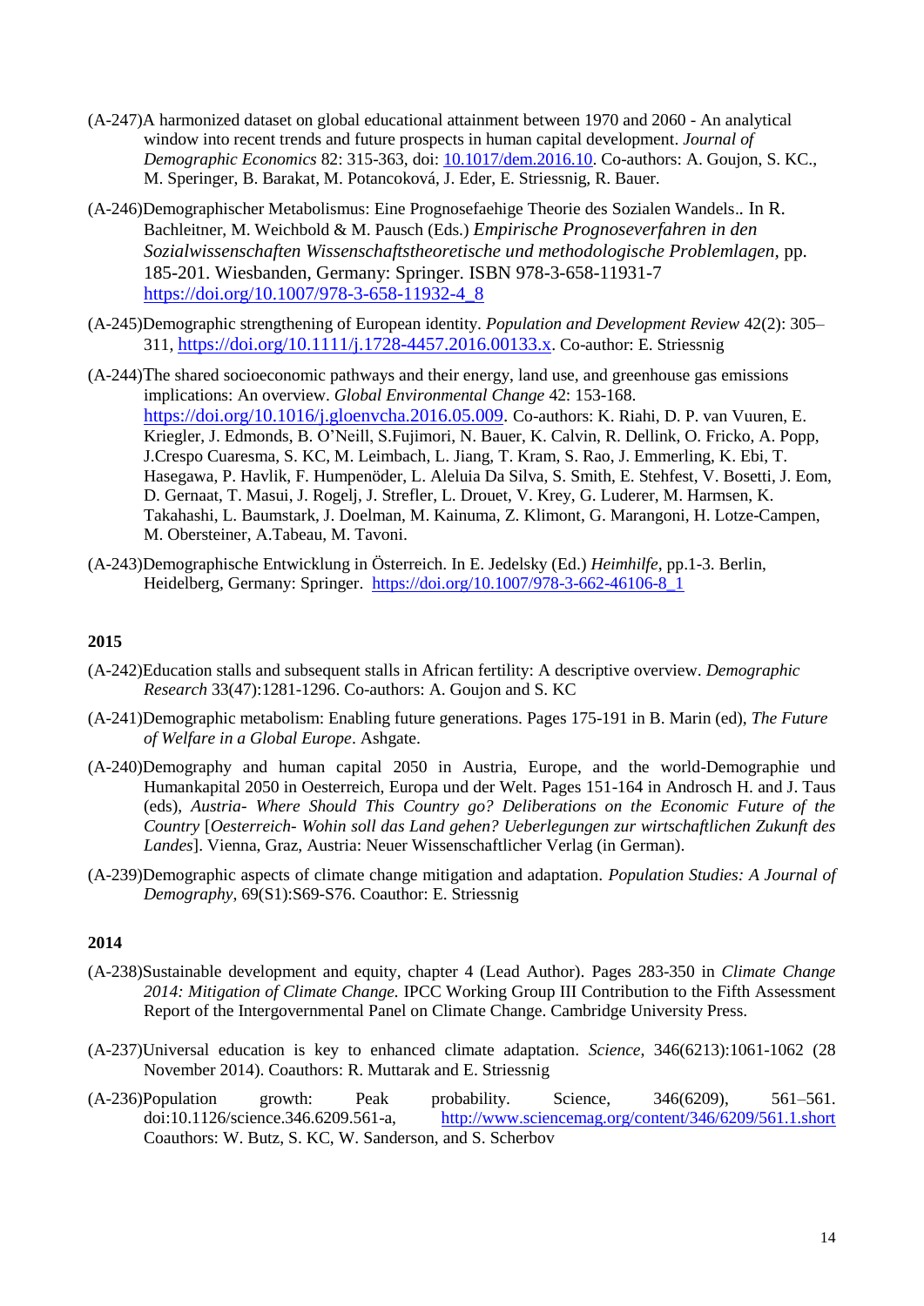(A-247)A harmonized dataset on global educational attainment between 1970 and 2060 - An analytical window into recent trends and future prospects in human capital development. *Journal of Demographic Economics* 82: 315-363, doi: 10.1017/dem.2016.10. Co-authors: A. Goujon, S. KC., M. Speringer, B. Barakat, M. Potancoková, J. Eder, E. Striessnig, R. Bauer.

(A-246)Demographischer Metabolismus: Eine Prognosefaehige Theorie des Sozialen Wandels.. In R. Bachleitner, M. Weichbold & M. Pausch (Eds.) *Empirische Prognoseverfahren in den Sozialwissenschaften Wissenschaftstheoretische und methodologische Problemlagen*, pp. 185-201. Wiesbanden, Germany: Springer. ISBN 978-3-658-11931-7 https://doi.org/10.1007/978-3-658-11932-4_8

(A-245)Demographic strengthening of European identity. *Population and Development Review* 42(2): 305–311, https://doi.org/10.1111/j.1728-4457.2016.00133.x. Co-author: E. Striessnig

(A-244)The shared socioeconomic pathways and their energy, land use, and greenhouse gas emissions implications: An overview. *Global Environmental Change* 42: 153-168. https://doi.org/10.1016/j.gloenvcha.2016.05.009. Co-authors: K. Riahi, D. P. van Vuuren, E. Kriegler, J. Edmonds, B. O'Neill, S.Fujimori, N. Bauer, K. Calvin, R. Dellink, O. Fricko, A. Popp, J.Crespo Cuaresma, S. KC, M. Leimbach, L. Jiang, T. Kram, S. Rao, J. Emmerling, K. Ebi, T. Hasegawa, P. Havlik, F. Humpenöder, L. Aleluia Da Silva, S. Smith, E. Stehfest, V. Bosetti, J. Eom, D. Gernaat, T. Masui, J. Rogelj, J. Strefler, L. Drouet, V. Krey, G. Luderer, M. Harmsen, K. Takahashi, L. Baumstark, J. Doelman, M. Kainuma, Z. Klimont, G. Marangoni, H. Lotze-Campen, M. Obersteiner, A.Tabeau, M. Tavoni.

(A-243)Demographische Entwicklung in Österreich. In E. Jedelsky (Ed.) *Heimhilfe*, pp.1-3. Berlin, Heidelberg, Germany: Springer. https://doi.org/10.1007/978-3-662-46106-8_1

**2015**

(A-242)Education stalls and subsequent stalls in African fertility: A descriptive overview. *Demographic Research* 33(47):1281-1296. Co-authors: A. Goujon and S. KC

(A-241)Demographic metabolism: Enabling future generations. Pages 175-191 in B. Marin (ed), *The Future of Welfare in a Global Europe*. Ashgate.

(A-240)Demography and human capital 2050 in Austria, Europe, and the world-Demographie und Humankapital 2050 in Oesterreich, Europa und der Welt. Pages 151-164 in Androsch H. and J. Taus (eds), *Austria- Where Should This Country go? Deliberations on the Economic Future of the Country* [*Oesterreich- Wohin soll das Land gehen? Ueberlegungen zur wirtschaftlichen Zukunft des Landes*]. Vienna, Graz, Austria: Neuer Wissenschaftlicher Verlag (in German).

(A-239)Demographic aspects of climate change mitigation and adaptation. *Population Studies: A Journal of Demography*, 69(S1):S69-S76. Coauthor: E. Striessnig

**2014**

(A-238)Sustainable development and equity, chapter 4 (Lead Author). Pages 283-350 in *Climate Change 2014: Mitigation of Climate Change.* IPCC Working Group III Contribution to the Fifth Assessment Report of the Intergovernmental Panel on Climate Change. Cambridge University Press.

(A-237)Universal education is key to enhanced climate adaptation. *Science*, 346(6213):1061-1062 (28 November 2014). Coauthors: R. Muttarak and E. Striessnig

(A-236)Population growth: Peak probability. Science, 346(6209), 561–561. doi:10.1126/science.346.6209.561-a, http://www.sciencemag.org/content/346/6209/561.1.short Coauthors: W. Butz, S. KC, W. Sanderson, and S. Scherbov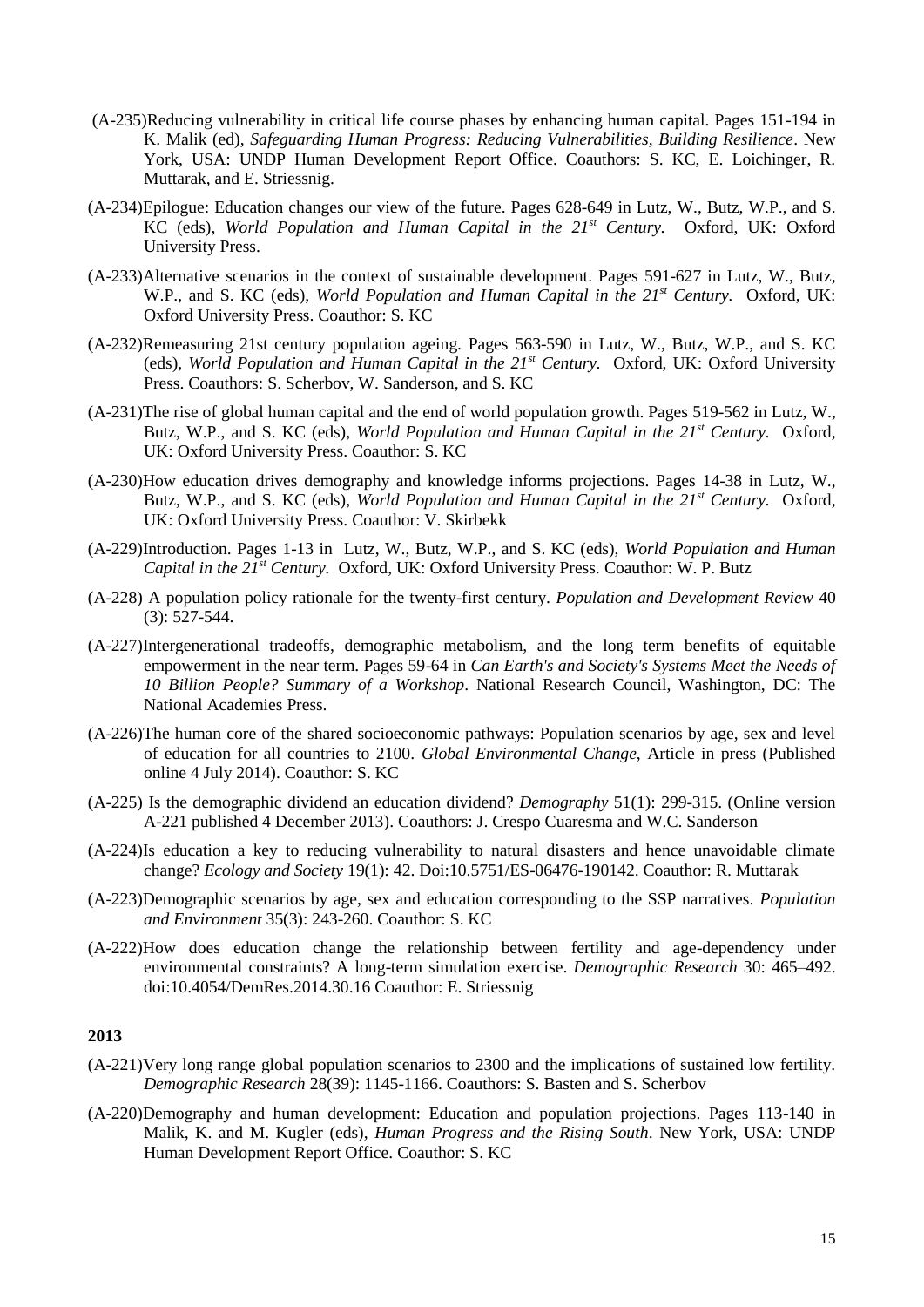(A-235)Reducing vulnerability in critical life course phases by enhancing human capital. Pages 151-194 in K. Malik (ed), *Safeguarding Human Progress: Reducing Vulnerabilities, Building Resilience*. New York, USA: UNDP Human Development Report Office. Coauthors: S. KC, E. Loichinger, R. Muttarak, and E. Striessnig.

(A-234)Epilogue: Education changes our view of the future. Pages 628-649 in Lutz, W., Butz, W.P., and S. KC (eds), *World Population and Human Capital in the 21st Century.* Oxford, UK: Oxford University Press.

(A-233)Alternative scenarios in the context of sustainable development. Pages 591-627 in Lutz, W., Butz, W.P., and S. KC (eds), *World Population and Human Capital in the 21st Century.* Oxford, UK: Oxford University Press. Coauthor: S. KC

(A-232)Remeasuring 21st century population ageing. Pages 563-590 in Lutz, W., Butz, W.P., and S. KC (eds), *World Population and Human Capital in the 21st Century.* Oxford, UK: Oxford University Press. Coauthors: S. Scherbov, W. Sanderson, and S. KC

(A-231)The rise of global human capital and the end of world population growth. Pages 519-562 in Lutz, W., Butz, W.P., and S. KC (eds), *World Population and Human Capital in the 21st Century.* Oxford, UK: Oxford University Press. Coauthor: S. KC

(A-230)How education drives demography and knowledge informs projections. Pages 14-38 in Lutz, W., Butz, W.P., and S. KC (eds), *World Population and Human Capital in the 21st Century.* Oxford, UK: Oxford University Press. Coauthor: V. Skirbekk

(A-229)Introduction. Pages 1-13 in Lutz, W., Butz, W.P., and S. KC (eds), *World Population and Human Capital in the 21st Century.* Oxford, UK: Oxford University Press. Coauthor: W. P. Butz

(A-228) A population policy rationale for the twenty-first century. *Population and Development Review* 40 (3): 527-544.

(A-227)Intergenerational tradeoffs, demographic metabolism, and the long term benefits of equitable empowerment in the near term. Pages 59-64 in *Can Earth's and Society's Systems Meet the Needs of 10 Billion People? Summary of a Workshop*. National Research Council, Washington, DC: The National Academies Press.

(A-226)The human core of the shared socioeconomic pathways: Population scenarios by age, sex and level of education for all countries to 2100. *Global Environmental Change*, Article in press (Published online 4 July 2014). Coauthor: S. KC

(A-225) Is the demographic dividend an education dividend? *Demography* 51(1): 299-315. (Online version A-221 published 4 December 2013). Coauthors: J. Crespo Cuaresma and W.C. Sanderson

(A-224)Is education a key to reducing vulnerability to natural disasters and hence unavoidable climate change? *Ecology and Society* 19(1): 42. Doi:10.5751/ES-06476-190142. Coauthor: R. Muttarak

(A-223)Demographic scenarios by age, sex and education corresponding to the SSP narratives. *Population and Environment* 35(3): 243-260. Coauthor: S. KC

(A-222)How does education change the relationship between fertility and age-dependency under environmental constraints? A long-term simulation exercise. *Demographic Research* 30: 465–492. doi:10.4054/DemRes.2014.30.16 Coauthor: E. Striessnig

**2013**

(A-221)Very long range global population scenarios to 2300 and the implications of sustained low fertility. *Demographic Research* 28(39): 1145-1166. Coauthors: S. Basten and S. Scherbov

(A-220)Demography and human development: Education and population projections. Pages 113-140 in Malik, K. and M. Kugler (eds), *Human Progress and the Rising South*. New York, USA: UNDP Human Development Report Office. Coauthor: S. KC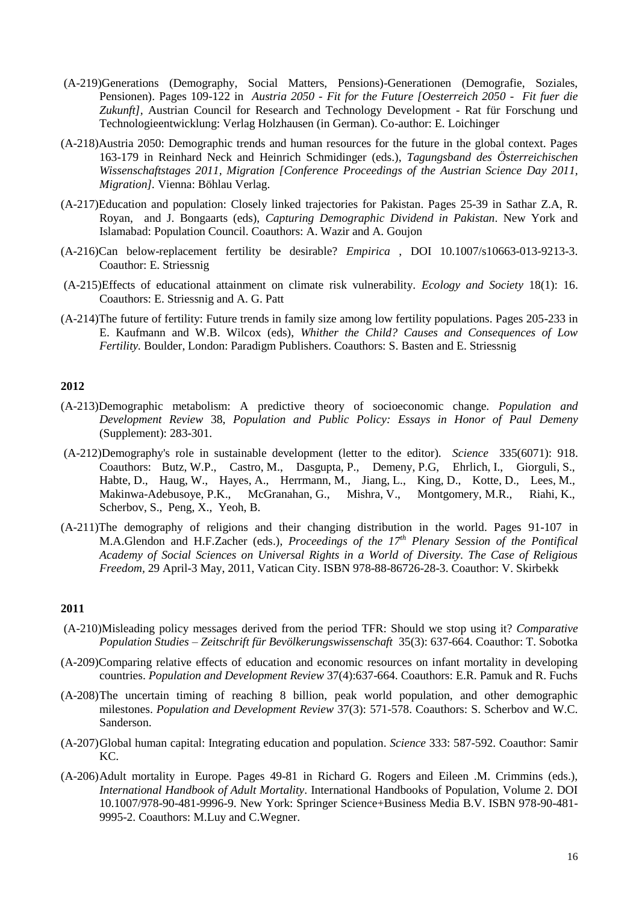(A-219)Generations (Demography, Social Matters, Pensions)-Generationen (Demografie, Soziales, Pensionen). Pages 109-122 in *Austria 2050 - Fit for the Future [Oesterreich 2050 - Fit fuer die Zukunft]*, Austrian Council for Research and Technology Development - Rat für Forschung und Technologieentwicklung: Verlag Holzhausen (in German). Co-author: E. Loichinger

(A-218)Austria 2050: Demographic trends and human resources for the future in the global context. Pages 163-179 in Reinhard Neck and Heinrich Schmidinger (eds.), *Tagungsband des Österreichischen Wissenschaftstages 2011, Migration [Conference Proceedings of the Austrian Science Day 2011, Migration]*. Vienna: Böhlau Verlag.

(A-217)Education and population: Closely linked trajectories for Pakistan. Pages 25-39 in Sathar Z.A, R. Royan, and J. Bongaarts (eds), *Capturing Demographic Dividend in Pakistan*. New York and Islamabad: Population Council. Coauthors: A. Wazir and A. Goujon

(A-216)Can below-replacement fertility be desirable? *Empirica* , DOI 10.1007/s10663-013-9213-3. Coauthor: E. Striessnig

(A-215)Effects of educational attainment on climate risk vulnerability. *Ecology and Society* 18(1): 16. Coauthors: E. Striessnig and A. G. Patt

(A-214)The future of fertility: Future trends in family size among low fertility populations. Pages 205-233 in E. Kaufmann and W.B. Wilcox (eds), *Whither the Child? Causes and Consequences of Low Fertility.* Boulder, London: Paradigm Publishers. Coauthors: S. Basten and E. Striessnig

**2012**

(A-213)Demographic metabolism: A predictive theory of socioeconomic change. *Population and Development Review* 38, *Population and Public Policy: Essays in Honor of Paul Demeny* (Supplement): 283-301.

(A-212)Demography's role in sustainable development (letter to the editor). *Science* 335(6071): 918. Coauthors: Butz, W.P., Castro, M., Dasgupta, P., Demeny, P.G, Ehrlich, I., Giorguli, S., Habte, D., Haug, W., Hayes, A., Herrmann, M., Jiang, L., King, D., Kotte, D., Lees, M., Makinwa-Adebusoye, P.K., McGranahan, G., Mishra, V., Montgomery, M.R., Riahi, K., Scherbov, S., Peng, X., Yeoh, B.

(A-211)The demography of religions and their changing distribution in the world. Pages 91-107 in M.A.Glendon and H.F.Zacher (eds.), *Proceedings of the 17th Plenary Session of the Pontifical Academy of Social Sciences on Universal Rights in a World of Diversity. The Case of Religious Freedom,* 29 April-3 May, 2011, Vatican City. ISBN 978-88-86726-28-3. Coauthor: V. Skirbekk

**2011**

(A-210)Misleading policy messages derived from the period TFR: Should we stop using it? *Comparative Population Studies – Zeitschrift für Bevölkerungswissenschaft* 35(3): 637-664. Coauthor: T. Sobotka

(A-209)Comparing relative effects of education and economic resources on infant mortality in developing countries. *Population and Development Review* 37(4):637-664. Coauthors: E.R. Pamuk and R. Fuchs

(A-208)The uncertain timing of reaching 8 billion, peak world population, and other demographic milestones. *Population and Development Review* 37(3): 571-578. Coauthors: S. Scherbov and W.C. Sanderson.

(A-207)Global human capital: Integrating education and population. *Science* 333: 587-592. Coauthor: Samir KC.

(A-206)Adult mortality in Europe. Pages 49-81 in Richard G. Rogers and Eileen .M. Crimmins (eds.), *International Handbook of Adult Mortality*. International Handbooks of Population, Volume 2. DOI 10.1007/978-90-481-9996-9. New York: Springer Science+Business Media B.V. ISBN 978-90-481-9995-2. Coauthors: M.Luy and C.Wegner.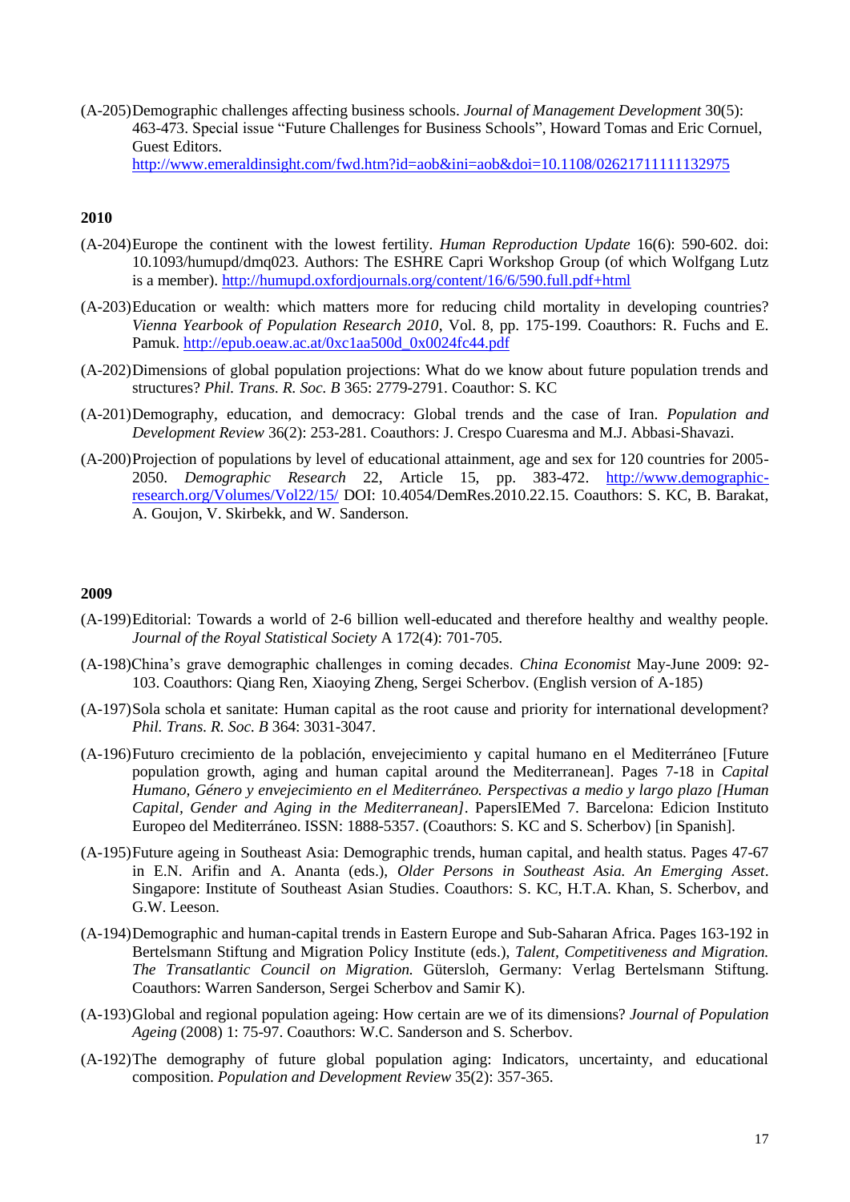(A-205) Demographic challenges affecting business schools. *Journal of Management Development* 30(5): 463-473. Special issue "Future Challenges for Business Schools", Howard Tomas and Eric Cornuel, Guest Editors. http://www.emeraldinsight.com/fwd.htm?id=aob&ini=aob&doi=10.1108/02621711111132975

**2010**

(A-204) Europe the continent with the lowest fertility. *Human Reproduction Update* 16(6): 590-602. doi: 10.1093/humupd/dmq023. Authors: The ESHRE Capri Workshop Group (of which Wolfgang Lutz is a member). http://humupd.oxfordjournals.org/content/16/6/590.full.pdf+html

(A-203) Education or wealth: which matters more for reducing child mortality in developing countries? *Vienna Yearbook of Population Research 2010*, Vol. 8, pp. 175-199. Coauthors: R. Fuchs and E. Pamuk. http://epub.oeaw.ac.at/0xc1aa500d_0x0024fc44.pdf

(A-202) Dimensions of global population projections: What do we know about future population trends and structures? *Phil. Trans. R. Soc. B* 365: 2779-2791. Coauthor: S. KC

(A-201) Demography, education, and democracy: Global trends and the case of Iran. *Population and Development Review* 36(2): 253-281. Coauthors: J. Crespo Cuaresma and M.J. Abbasi-Shavazi.

(A-200) Projection of populations by level of educational attainment, age and sex for 120 countries for 2005-2050. *Demographic Research* 22, Article 15, pp. 383-472. http://www.demographic-research.org/Volumes/Vol22/15/ DOI: 10.4054/DemRes.2010.22.15. Coauthors: S. KC, B. Barakat, A. Goujon, V. Skirbekk, and W. Sanderson.

**2009**

(A-199) Editorial: Towards a world of 2-6 billion well-educated and therefore healthy and wealthy people. *Journal of the Royal Statistical Society* A 172(4): 701-705.

(A-198) China's grave demographic challenges in coming decades. *China Economist* May-June 2009: 92-103. Coauthors: Qiang Ren, Xiaoying Zheng, Sergei Scherbov. (English version of A-185)

(A-197) Sola schola et sanitate: Human capital as the root cause and priority for international development? *Phil. Trans. R. Soc. B* 364: 3031-3047.

(A-196) Futuro crecimiento de la población, envejecimiento y capital humano en el Mediterráneo [Future population growth, aging and human capital around the Mediterranean]. Pages 7-18 in *Capital Humano, Género y envejecimiento en el Mediterráneo. Perspectivas a medio y largo plazo [Human Capital, Gender and Aging in the Mediterranean]*. PapersIEMed 7. Barcelona: Edicion Instituto Europeo del Mediterráneo. ISSN: 1888-5357. (Coauthors: S. KC and S. Scherbov) [in Spanish].

(A-195) Future ageing in Southeast Asia: Demographic trends, human capital, and health status. Pages 47-67 in E.N. Arifin and A. Ananta (eds.), *Older Persons in Southeast Asia. An Emerging Asset*. Singapore: Institute of Southeast Asian Studies. Coauthors: S. KC, H.T.A. Khan, S. Scherbov, and G.W. Leeson.

(A-194) Demographic and human-capital trends in Eastern Europe and Sub-Saharan Africa. Pages 163-192 in Bertelsmann Stiftung and Migration Policy Institute (eds.), *Talent, Competitiveness and Migration. The Transatlantic Council on Migration.* Gütersloh, Germany: Verlag Bertelsmann Stiftung. Coauthors: Warren Sanderson, Sergei Scherbov and Samir K).

(A-193) Global and regional population ageing: How certain are we of its dimensions? *Journal of Population Ageing* (2008) 1: 75-97. Coauthors: W.C. Sanderson and S. Scherbov.

(A-192) The demography of future global population aging: Indicators, uncertainty, and educational composition. *Population and Development Review* 35(2): 357-365.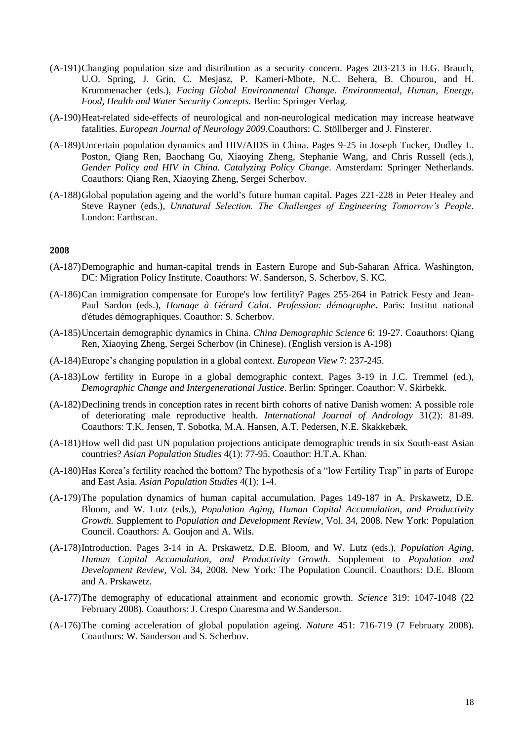(A-191) Changing population size and distribution as a security concern. Pages 203-213 in H.G. Brauch, U.O. Spring, J. Grin, C. Mesjasz, P. Kameri-Mbote, N.C. Behera, B. Chourou, and H. Krummenacher (eds.), *Facing Global Environmental Change. Environmental, Human, Energy, Food, Health and Water Security Concepts.* Berlin: Springer Verlag.

(A-190) Heat-related side-effects of neurological and non-neurological medication may increase heatwave fatalities. *European Journal of Neurology 2009*.Coauthors: C. Stöllberger and J. Finsterer.

(A-189) Uncertain population dynamics and HIV/AIDS in China. Pages 9-25 in Joseph Tucker, Dudley L. Poston, Qiang Ren, Baochang Gu, Xiaoying Zheng, Stephanie Wang, and Chris Russell (eds.), *Gender Policy and HIV in China. Catalyzing Policy Change*. Amsterdam: Springer Netherlands. Coauthors: Qiang Ren, Xiaoying Zheng, Sergei Scherbov.

(A-188) Global population ageing and the world's future human capital. Pages 221-228 in Peter Healey and Steve Rayner (eds.), *Unnatural Selection. The Challenges of Engineering Tomorrow's People*. London: Earthscan.

**2008**

(A-187) Demographic and human-capital trends in Eastern Europe and Sub-Saharan Africa. Washington, DC: Migration Policy Institute. Coauthors: W. Sanderson, S. Scherbov, S. KC.

(A-186) Can immigration compensate for Europe's low fertility? Pages 255-264 in Patrick Festy and Jean-Paul Sardon (eds.), *Homage à Gérard Calot. Profession: démographe*. Paris: Institut national d'études démographiques. Coauthor: S. Scherbov.

(A-185) Uncertain demographic dynamics in China. *China Demographic Science* 6: 19-27. Coauthors: Qiang Ren, Xiaoying Zheng, Sergei Scherbov (in Chinese). (English version is A-198)

(A-184) Europe's changing population in a global context. *European View* 7: 237-245.

(A-183) Low fertility in Europe in a global demographic context. Pages 3-19 in J.C. Tremmel (ed.), *Demographic Change and Intergenerational Justice*. Berlin: Springer. Coauthor: V. Skirbekk.

(A-182) Declining trends in conception rates in recent birth cohorts of native Danish women: A possible role of deteriorating male reproductive health. *International Journal of Andrology* 31(2): 81-89. Coauthors: T.K. Jensen, T. Sobotka, M.A. Hansen, A.T. Pedersen, N.E. Skakkebæk.

(A-181) How well did past UN population projections anticipate demographic trends in six South-east Asian countries? *Asian Population Studies* 4(1): 77-95. Coauthor: H.T.A. Khan.

(A-180) Has Korea's fertility reached the bottom? The hypothesis of a "low Fertility Trap" in parts of Europe and East Asia. *Asian Population Studies* 4(1): 1-4.

(A-179) The population dynamics of human capital accumulation. Pages 149-187 in A. Prskawetz, D.E. Bloom, and W. Lutz (eds.), *Population Aging, Human Capital Accumulation, and Productivity Growth.* Supplement to *Population and Development Review*, Vol. 34, 2008. New York: Population Council. Coauthors: A. Goujon and A. Wils.

(A-178) Introduction. Pages 3-14 in A. Prskawetz, D.E. Bloom, and W. Lutz (eds.), *Population Aging, Human Capital Accumulation, and Productivity Growth*. Supplement to *Population and Development Review*, Vol. 34, 2008. New York: The Population Council. Coauthors: D.E. Bloom and A. Prskawetz.

(A-177) The demography of educational attainment and economic growth. *Science* 319: 1047-1048 (22 February 2008). Coauthors: J. Crespo Cuaresma and W.Sanderson.

(A-176) The coming acceleration of global population ageing. *Nature* 451: 716-719 (7 February 2008). Coauthors: W. Sanderson and S. Scherbov.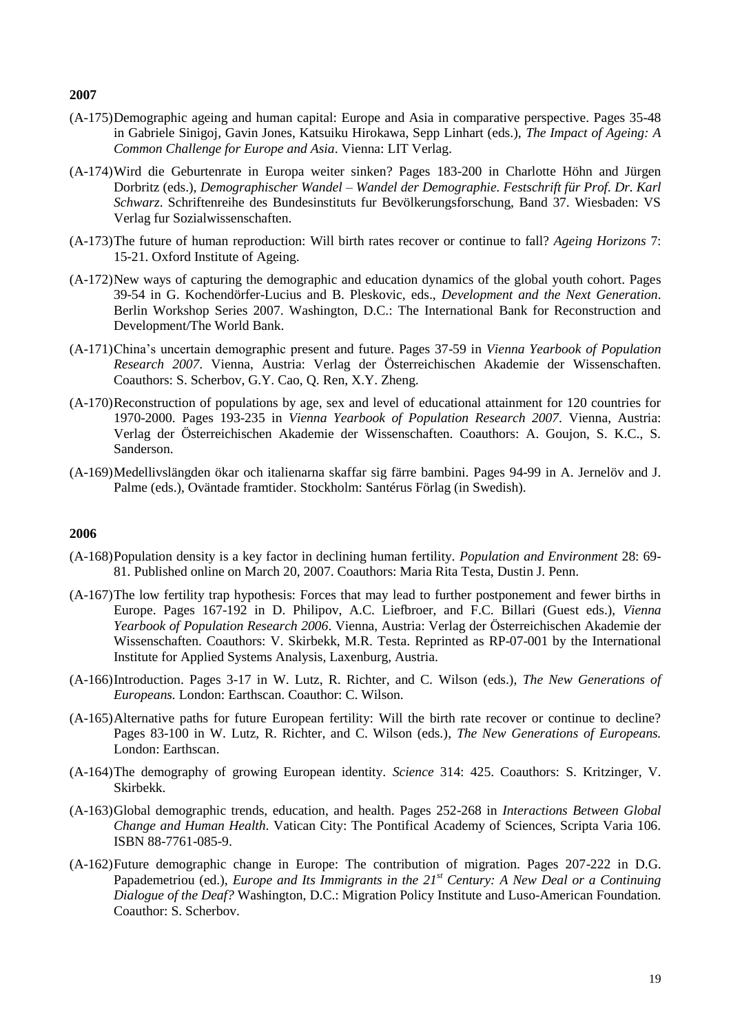**2007**

(A-175) Demographic ageing and human capital: Europe and Asia in comparative perspective. Pages 35-48 in Gabriele Sinigoj, Gavin Jones, Katsuiku Hirokawa, Sepp Linhart (eds.), *The Impact of Ageing: A Common Challenge for Europe and Asia*. Vienna: LIT Verlag.

(A-174) Wird die Geburtenrate in Europa weiter sinken? Pages 183-200 in Charlotte Höhn and Jürgen Dorbritz (eds.), *Demographischer Wandel – Wandel der Demographie. Festschrift für Prof. Dr. Karl Schwarz*. Schriftenreihe des Bundesinstituts fur Bevölkerungsforschung, Band 37. Wiesbaden: VS Verlag fur Sozialwissenschaften.

(A-173) The future of human reproduction: Will birth rates recover or continue to fall? *Ageing Horizons* 7: 15-21. Oxford Institute of Ageing.

(A-172) New ways of capturing the demographic and education dynamics of the global youth cohort. Pages 39-54 in G. Kochendörfer-Lucius and B. Pleskovic, eds., *Development and the Next Generation*. Berlin Workshop Series 2007. Washington, D.C.: The International Bank for Reconstruction and Development/The World Bank.

(A-171) China's uncertain demographic present and future. Pages 37-59 in *Vienna Yearbook of Population Research 2007*. Vienna, Austria: Verlag der Österreichischen Akademie der Wissenschaften. Coauthors: S. Scherbov, G.Y. Cao, Q. Ren, X.Y. Zheng.

(A-170) Reconstruction of populations by age, sex and level of educational attainment for 120 countries for 1970-2000. Pages 193-235 in *Vienna Yearbook of Population Research 2007*. Vienna, Austria: Verlag der Österreichischen Akademie der Wissenschaften. Coauthors: A. Goujon, S. K.C., S. Sanderson.

(A-169) Medellivslängden ökar och italienarna skaffar sig färre bambini. Pages 94-99 in A. Jernelöv and J. Palme (eds.), Oväntade framtider. Stockholm: Santérus Förlag (in Swedish).

**2006**

(A-168) Population density is a key factor in declining human fertility. *Population and Environment* 28: 69-81. Published online on March 20, 2007. Coauthors: Maria Rita Testa, Dustin J. Penn.

(A-167) The low fertility trap hypothesis: Forces that may lead to further postponement and fewer births in Europe. Pages 167-192 in D. Philipov, A.C. Liefbroer, and F.C. Billari (Guest eds.), *Vienna Yearbook of Population Research 2006*. Vienna, Austria: Verlag der Österreichischen Akademie der Wissenschaften. Coauthors: V. Skirbekk, M.R. Testa. Reprinted as RP-07-001 by the International Institute for Applied Systems Analysis, Laxenburg, Austria.

(A-166) Introduction. Pages 3-17 in W. Lutz, R. Richter, and C. Wilson (eds.), *The New Generations of Europeans.* London: Earthscan. Coauthor: C. Wilson.

(A-165) Alternative paths for future European fertility: Will the birth rate recover or continue to decline? Pages 83-100 in W. Lutz, R. Richter, and C. Wilson (eds.), *The New Generations of Europeans.* London: Earthscan.

(A-164) The demography of growing European identity. *Science* 314: 425. Coauthors: S. Kritzinger, V. Skirbekk.

(A-163) Global demographic trends, education, and health. Pages 252-268 in *Interactions Between Global Change and Human Health*. Vatican City: The Pontifical Academy of Sciences, Scripta Varia 106. ISBN 88-7761-085-9.

(A-162) Future demographic change in Europe: The contribution of migration. Pages 207-222 in D.G. Papademetriou (ed.), *Europe and Its Immigrants in the 21st Century: A New Deal or a Continuing Dialogue of the Deaf?* Washington, D.C.: Migration Policy Institute and Luso-American Foundation. Coauthor: S. Scherbov.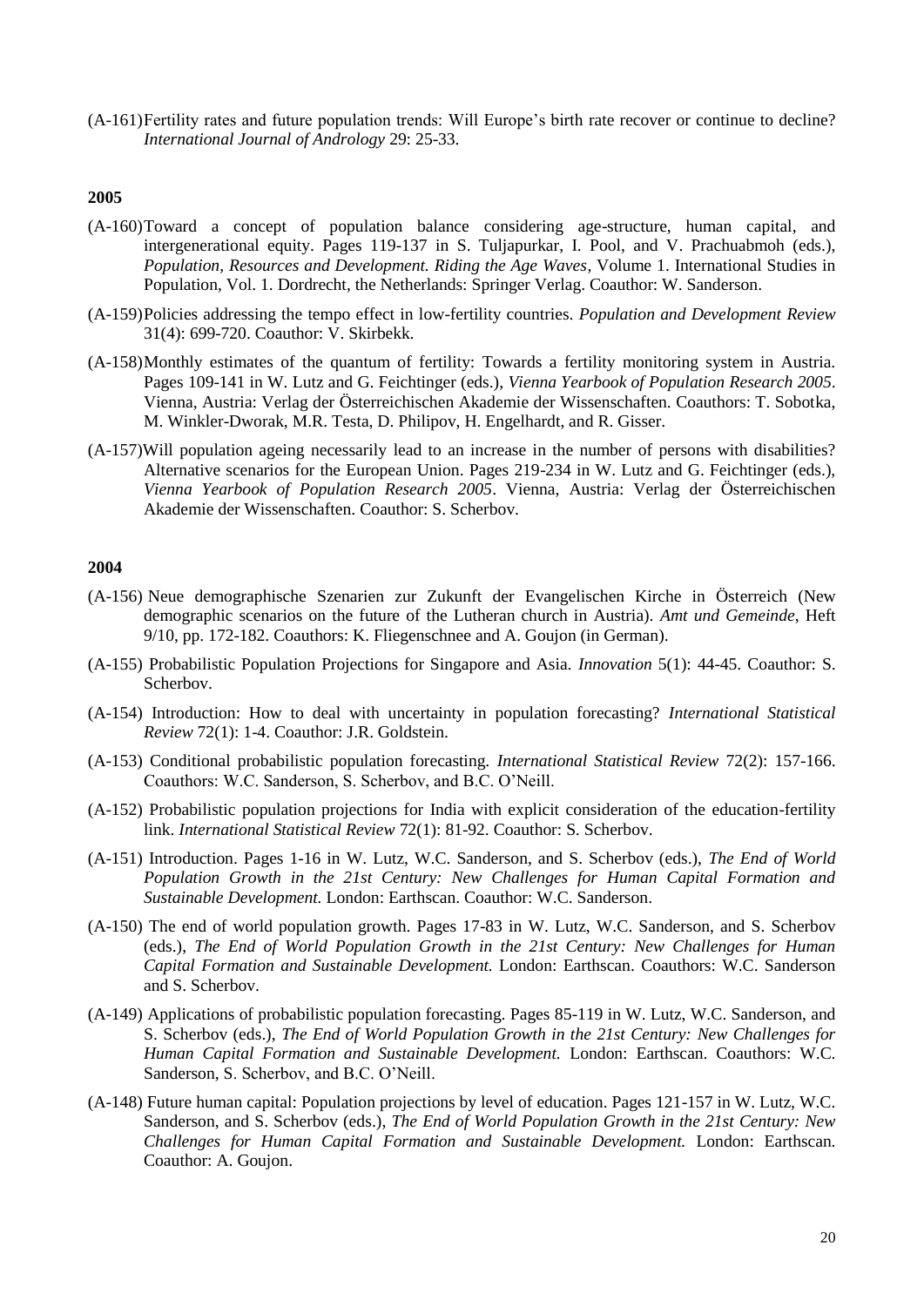(A-161) Fertility rates and future population trends: Will Europe's birth rate recover or continue to decline? *International Journal of Andrology* 29: 25-33.

**2005**

(A-160) Toward a concept of population balance considering age-structure, human capital, and intergenerational equity. Pages 119-137 in S. Tuljapurkar, I. Pool, and V. Prachuabmoh (eds.), *Population, Resources and Development. Riding the Age Waves*, Volume 1. International Studies in Population, Vol. 1. Dordrecht, the Netherlands: Springer Verlag. Coauthor: W. Sanderson.

(A-159) Policies addressing the tempo effect in low-fertility countries. *Population and Development Review* 31(4): 699-720. Coauthor: V. Skirbekk.

(A-158) Monthly estimates of the quantum of fertility: Towards a fertility monitoring system in Austria. Pages 109-141 in W. Lutz and G. Feichtinger (eds.), *Vienna Yearbook of Population Research 2005*. Vienna, Austria: Verlag der Österreichischen Akademie der Wissenschaften. Coauthors: T. Sobotka, M. Winkler-Dworak, M.R. Testa, D. Philipov, H. Engelhardt, and R. Gisser.

(A-157) Will population ageing necessarily lead to an increase in the number of persons with disabilities? Alternative scenarios for the European Union. Pages 219-234 in W. Lutz and G. Feichtinger (eds.), *Vienna Yearbook of Population Research 2005*. Vienna, Austria: Verlag der Österreichischen Akademie der Wissenschaften. Coauthor: S. Scherbov.

**2004**

(A-156) Neue demographische Szenarien zur Zukunft der Evangelischen Kirche in Österreich (New demographic scenarios on the future of the Lutheran church in Austria). *Amt und Gemeinde*, Heft 9/10, pp. 172-182. Coauthors: K. Fliegenschnee and A. Goujon (in German).

(A-155) Probabilistic Population Projections for Singapore and Asia. *Innovation* 5(1): 44-45. Coauthor: S. Scherbov.

(A-154) Introduction: How to deal with uncertainty in population forecasting? *International Statistical Review* 72(1): 1-4. Coauthor: J.R. Goldstein.

(A-153) Conditional probabilistic population forecasting. *International Statistical Review* 72(2): 157-166. Coauthors: W.C. Sanderson, S. Scherbov, and B.C. O'Neill.

(A-152) Probabilistic population projections for India with explicit consideration of the education-fertility link. *International Statistical Review* 72(1): 81-92. Coauthor: S. Scherbov.

(A-151) Introduction. Pages 1-16 in W. Lutz, W.C. Sanderson, and S. Scherbov (eds.), *The End of World Population Growth in the 21st Century: New Challenges for Human Capital Formation and Sustainable Development.* London: Earthscan. Coauthor: W.C. Sanderson.

(A-150) The end of world population growth. Pages 17-83 in W. Lutz, W.C. Sanderson, and S. Scherbov (eds.), *The End of World Population Growth in the 21st Century: New Challenges for Human Capital Formation and Sustainable Development.* London: Earthscan. Coauthors: W.C. Sanderson and S. Scherbov.

(A-149) Applications of probabilistic population forecasting. Pages 85-119 in W. Lutz, W.C. Sanderson, and S. Scherbov (eds.), *The End of World Population Growth in the 21st Century: New Challenges for Human Capital Formation and Sustainable Development.* London: Earthscan. Coauthors: W.C. Sanderson, S. Scherbov, and B.C. O'Neill.

(A-148) Future human capital: Population projections by level of education. Pages 121-157 in W. Lutz, W.C. Sanderson, and S. Scherbov (eds.), *The End of World Population Growth in the 21st Century: New Challenges for Human Capital Formation and Sustainable Development.* London: Earthscan. Coauthor: A. Goujon.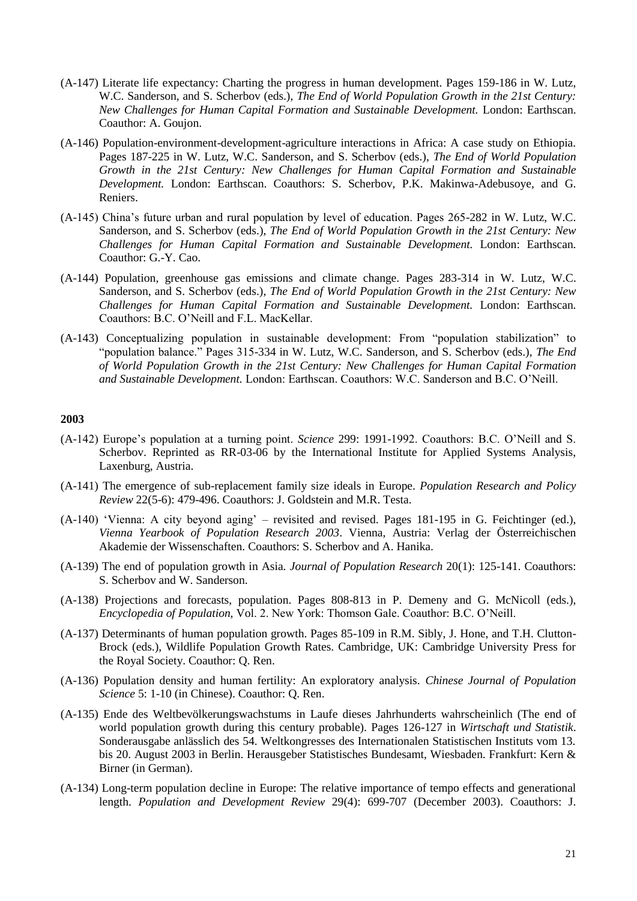(A-147) Literate life expectancy: Charting the progress in human development. Pages 159-186 in W. Lutz, W.C. Sanderson, and S. Scherbov (eds.), *The End of World Population Growth in the 21st Century: New Challenges for Human Capital Formation and Sustainable Development.* London: Earthscan. Coauthor: A. Goujon.

(A-146) Population-environment-development-agriculture interactions in Africa: A case study on Ethiopia. Pages 187-225 in W. Lutz, W.C. Sanderson, and S. Scherbov (eds.), *The End of World Population Growth in the 21st Century: New Challenges for Human Capital Formation and Sustainable Development.* London: Earthscan. Coauthors: S. Scherbov, P.K. Makinwa-Adebusoye, and G. Reniers.

(A-145) China's future urban and rural population by level of education. Pages 265-282 in W. Lutz, W.C. Sanderson, and S. Scherbov (eds.), *The End of World Population Growth in the 21st Century: New Challenges for Human Capital Formation and Sustainable Development.* London: Earthscan. Coauthor: G.-Y. Cao.

(A-144) Population, greenhouse gas emissions and climate change. Pages 283-314 in W. Lutz, W.C. Sanderson, and S. Scherbov (eds.), *The End of World Population Growth in the 21st Century: New Challenges for Human Capital Formation and Sustainable Development.* London: Earthscan. Coauthors: B.C. O'Neill and F.L. MacKellar.

(A-143) Conceptualizing population in sustainable development: From "population stabilization" to "population balance." Pages 315-334 in W. Lutz, W.C. Sanderson, and S. Scherbov (eds.), *The End of World Population Growth in the 21st Century: New Challenges for Human Capital Formation and Sustainable Development.* London: Earthscan. Coauthors: W.C. Sanderson and B.C. O'Neill.

**2003**

(A-142) Europe's population at a turning point. *Science* 299: 1991-1992. Coauthors: B.C. O'Neill and S. Scherbov. Reprinted as RR-03-06 by the International Institute for Applied Systems Analysis, Laxenburg, Austria.

(A-141) The emergence of sub-replacement family size ideals in Europe. *Population Research and Policy Review* 22(5-6): 479-496. Coauthors: J. Goldstein and M.R. Testa.

(A-140) 'Vienna: A city beyond aging' – revisited and revised. Pages 181-195 in G. Feichtinger (ed.), *Vienna Yearbook of Population Research 2003*. Vienna, Austria: Verlag der Österreichischen Akademie der Wissenschaften. Coauthors: S. Scherbov and A. Hanika.

(A-139) The end of population growth in Asia. *Journal of Population Research* 20(1): 125-141. Coauthors: S. Scherbov and W. Sanderson.

(A-138) Projections and forecasts, population. Pages 808-813 in P. Demeny and G. McNicoll (eds.), *Encyclopedia of Population*, Vol. 2. New York: Thomson Gale. Coauthor: B.C. O'Neill.

(A-137) Determinants of human population growth. Pages 85-109 in R.M. Sibly, J. Hone, and T.H. Clutton-Brock (eds.), Wildlife Population Growth Rates. Cambridge, UK: Cambridge University Press for the Royal Society. Coauthor: Q. Ren.

(A-136) Population density and human fertility: An exploratory analysis. *Chinese Journal of Population Science* 5: 1-10 (in Chinese). Coauthor: Q. Ren.

(A-135) Ende des Weltbevölkerungswachstums in Laufe dieses Jahrhunderts wahrscheinlich (The end of world population growth during this century probable). Pages 126-127 in *Wirtschaft und Statistik*. Sonderausgabe anlässlich des 54. Weltkongresses des Internationalen Statistischen Instituts vom 13. bis 20. August 2003 in Berlin. Herausgeber Statistisches Bundesamt, Wiesbaden. Frankfurt: Kern & Birner (in German).

(A-134) Long-term population decline in Europe: The relative importance of tempo effects and generational length. *Population and Development Review* 29(4): 699-707 (December 2003). Coauthors: J.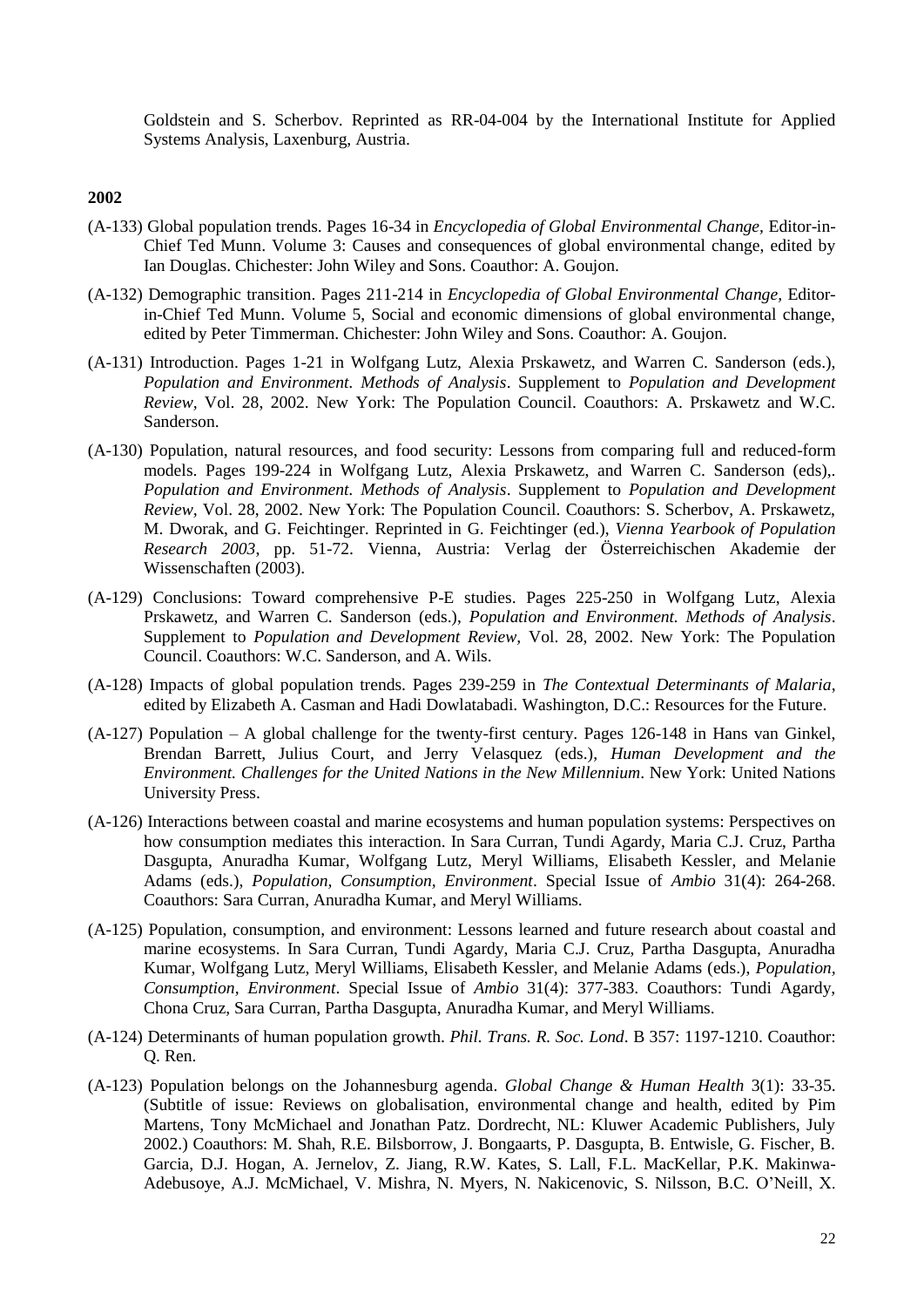Goldstein and S. Scherbov. Reprinted as RR-04-004 by the International Institute for Applied Systems Analysis, Laxenburg, Austria.

**2002**

(A-133) Global population trends. Pages 16-34 in *Encyclopedia of Global Environmental Change,* Editor-in-Chief Ted Munn. Volume 3: Causes and consequences of global environmental change, edited by Ian Douglas. Chichester: John Wiley and Sons. Coauthor: A. Goujon.

(A-132) Demographic transition. Pages 211-214 in *Encyclopedia of Global Environmental Change,* Editor-in-Chief Ted Munn. Volume 5, Social and economic dimensions of global environmental change, edited by Peter Timmerman. Chichester: John Wiley and Sons. Coauthor: A. Goujon.

(A-131) Introduction. Pages 1-21 in Wolfgang Lutz, Alexia Prskawetz, and Warren C. Sanderson (eds.), *Population and Environment. Methods of Analysis*. Supplement to *Population and Development Review,* Vol. 28, 2002. New York: The Population Council. Coauthors: A. Prskawetz and W.C. Sanderson.

(A-130) Population, natural resources, and food security: Lessons from comparing full and reduced-form models. Pages 199-224 in Wolfgang Lutz, Alexia Prskawetz, and Warren C. Sanderson (eds),. *Population and Environment. Methods of Analysis*. Supplement to *Population and Development Review,* Vol. 28, 2002. New York: The Population Council. Coauthors: S. Scherbov, A. Prskawetz, M. Dworak, and G. Feichtinger. Reprinted in G. Feichtinger (ed.), *Vienna Yearbook of Population Research 2003*, pp. 51-72. Vienna, Austria: Verlag der Österreichischen Akademie der Wissenschaften (2003).

(A-129) Conclusions: Toward comprehensive P-E studies. Pages 225-250 in Wolfgang Lutz, Alexia Prskawetz, and Warren C. Sanderson (eds.), *Population and Environment. Methods of Analysis*. Supplement to *Population and Development Review,* Vol. 28, 2002. New York: The Population Council. Coauthors: W.C. Sanderson, and A. Wils.

(A-128) Impacts of global population trends. Pages 239-259 in *The Contextual Determinants of Malaria*, edited by Elizabeth A. Casman and Hadi Dowlatabadi. Washington, D.C.: Resources for the Future.

(A-127) Population – A global challenge for the twenty-first century. Pages 126-148 in Hans van Ginkel, Brendan Barrett, Julius Court, and Jerry Velasquez (eds.), *Human Development and the Environment. Challenges for the United Nations in the New Millennium*. New York: United Nations University Press.

(A-126) Interactions between coastal and marine ecosystems and human population systems: Perspectives on how consumption mediates this interaction. In Sara Curran, Tundi Agardy, Maria C.J. Cruz, Partha Dasgupta, Anuradha Kumar, Wolfgang Lutz, Meryl Williams, Elisabeth Kessler, and Melanie Adams (eds.), *Population, Consumption, Environment*. Special Issue of *Ambio* 31(4): 264-268. Coauthors: Sara Curran, Anuradha Kumar, and Meryl Williams.

(A-125) Population, consumption, and environment: Lessons learned and future research about coastal and marine ecosystems. In Sara Curran, Tundi Agardy, Maria C.J. Cruz, Partha Dasgupta, Anuradha Kumar, Wolfgang Lutz, Meryl Williams, Elisabeth Kessler, and Melanie Adams (eds.), *Population, Consumption, Environment*. Special Issue of *Ambio* 31(4): 377-383. Coauthors: Tundi Agardy, Chona Cruz, Sara Curran, Partha Dasgupta, Anuradha Kumar, and Meryl Williams.

(A-124) Determinants of human population growth. *Phil. Trans. R. Soc. Lond*. B 357: 1197-1210. Coauthor: Q. Ren.

(A-123) Population belongs on the Johannesburg agenda. *Global Change & Human Health* 3(1): 33-35. (Subtitle of issue: Reviews on globalisation, environmental change and health, edited by Pim Martens, Tony McMichael and Jonathan Patz. Dordrecht, NL: Kluwer Academic Publishers, July 2002.) Coauthors: M. Shah, R.E. Bilsborrow, J. Bongaarts, P. Dasgupta, B. Entwisle, G. Fischer, B. Garcia, D.J. Hogan, A. Jernelov, Z. Jiang, R.W. Kates, S. Lall, F.L. MacKellar, P.K. Makinwa-Adebusoye, A.J. McMichael, V. Mishra, N. Myers, N. Nakicenovic, S. Nilsson, B.C. O'Neill, X.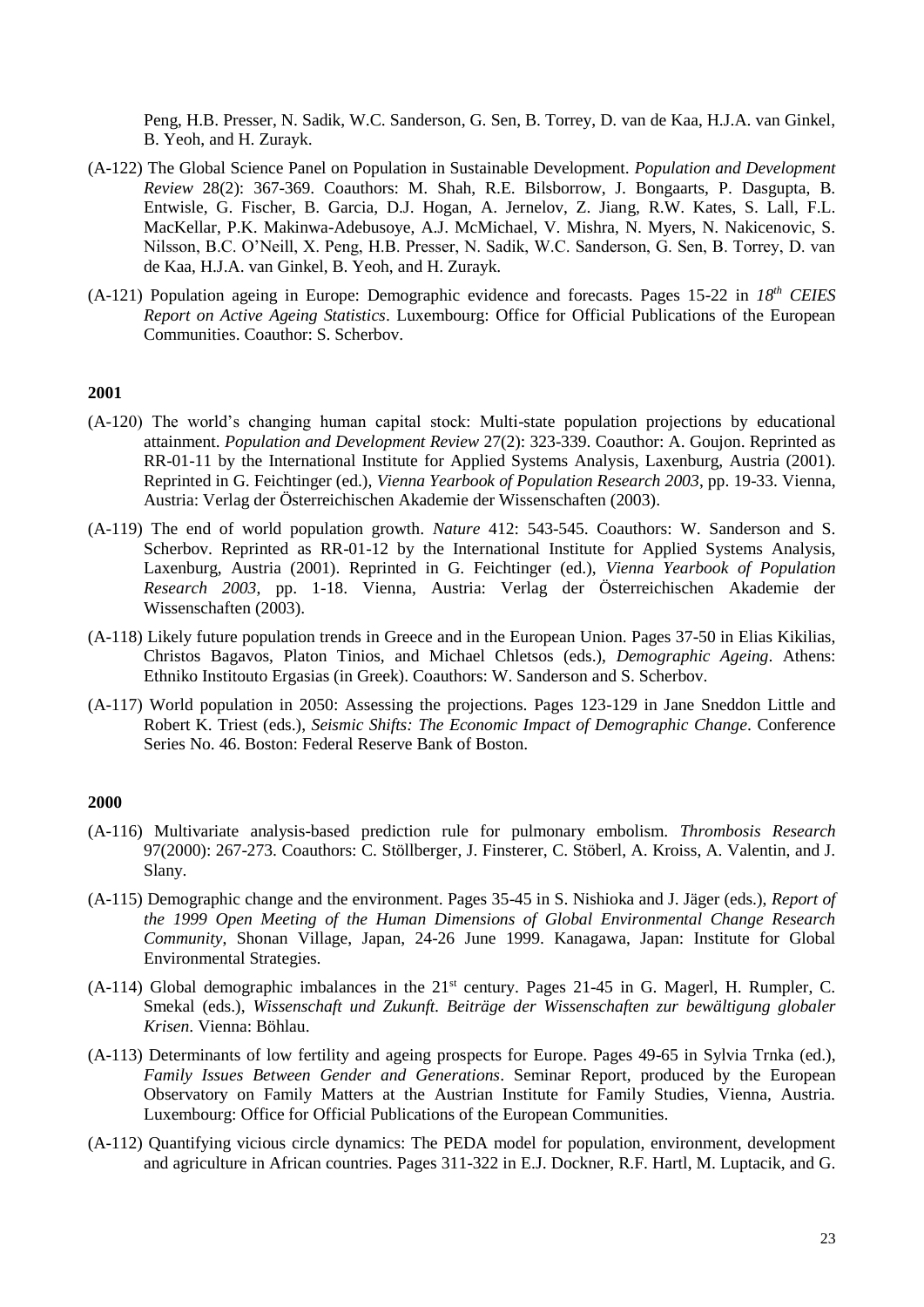Peng, H.B. Presser, N. Sadik, W.C. Sanderson, G. Sen, B. Torrey, D. van de Kaa, H.J.A. van Ginkel, B. Yeoh, and H. Zurayk.

(A-122) The Global Science Panel on Population in Sustainable Development. *Population and Development Review* 28(2): 367-369. Coauthors: M. Shah, R.E. Bilsborrow, J. Bongaarts, P. Dasgupta, B. Entwisle, G. Fischer, B. Garcia, D.J. Hogan, A. Jernelov, Z. Jiang, R.W. Kates, S. Lall, F.L. MacKellar, P.K. Makinwa-Adebusoye, A.J. McMichael, V. Mishra, N. Myers, N. Nakicenovic, S. Nilsson, B.C. O'Neill, X. Peng, H.B. Presser, N. Sadik, W.C. Sanderson, G. Sen, B. Torrey, D. van de Kaa, H.J.A. van Ginkel, B. Yeoh, and H. Zurayk.

(A-121) Population ageing in Europe: Demographic evidence and forecasts. Pages 15-22 in *18th CEIES Report on Active Ageing Statistics*. Luxembourg: Office for Official Publications of the European Communities. Coauthor: S. Scherbov.

**2001**

(A-120) The world's changing human capital stock: Multi-state population projections by educational attainment. *Population and Development Review* 27(2): 323-339. Coauthor: A. Goujon. Reprinted as RR-01-11 by the International Institute for Applied Systems Analysis, Laxenburg, Austria (2001). Reprinted in G. Feichtinger (ed.), *Vienna Yearbook of Population Research 2003*, pp. 19-33. Vienna, Austria: Verlag der Österreichischen Akademie der Wissenschaften (2003).

(A-119) The end of world population growth. *Nature* 412: 543-545. Coauthors: W. Sanderson and S. Scherbov. Reprinted as RR-01-12 by the International Institute for Applied Systems Analysis, Laxenburg, Austria (2001). Reprinted in G. Feichtinger (ed.), *Vienna Yearbook of Population Research 2003*, pp. 1-18. Vienna, Austria: Verlag der Österreichischen Akademie der Wissenschaften (2003).

(A-118) Likely future population trends in Greece and in the European Union. Pages 37-50 in Elias Kikilias, Christos Bagavos, Platon Tinios, and Michael Chletsos (eds.), *Demographic Ageing*. Athens: Ethniko Institouto Ergasias (in Greek). Coauthors: W. Sanderson and S. Scherbov.

(A-117) World population in 2050: Assessing the projections. Pages 123-129 in Jane Sneddon Little and Robert K. Triest (eds.), *Seismic Shifts: The Economic Impact of Demographic Change*. Conference Series No. 46. Boston: Federal Reserve Bank of Boston.

**2000**

(A-116) Multivariate analysis-based prediction rule for pulmonary embolism. *Thrombosis Research* 97(2000): 267-273. Coauthors: C. Stöllberger, J. Finsterer, C. Stöberl, A. Kroiss, A. Valentin, and J. Slany.

(A-115) Demographic change and the environment. Pages 35-45 in S. Nishioka and J. Jäger (eds.), *Report of the 1999 Open Meeting of the Human Dimensions of Global Environmental Change Research Community*, Shonan Village, Japan, 24-26 June 1999. Kanagawa, Japan: Institute for Global Environmental Strategies.

(A-114) Global demographic imbalances in the 21st century. Pages 21-45 in G. Magerl, H. Rumpler, C. Smekal (eds.), *Wissenschaft und Zukunft. Beiträge der Wissenschaften zur bewältigung globaler Krisen*. Vienna: Böhlau.

(A-113) Determinants of low fertility and ageing prospects for Europe. Pages 49-65 in Sylvia Trnka (ed.), *Family Issues Between Gender and Generations*. Seminar Report, produced by the European Observatory on Family Matters at the Austrian Institute for Family Studies, Vienna, Austria. Luxembourg: Office for Official Publications of the European Communities.

(A-112) Quantifying vicious circle dynamics: The PEDA model for population, environment, development and agriculture in African countries. Pages 311-322 in E.J. Dockner, R.F. Hartl, M. Luptacik, and G.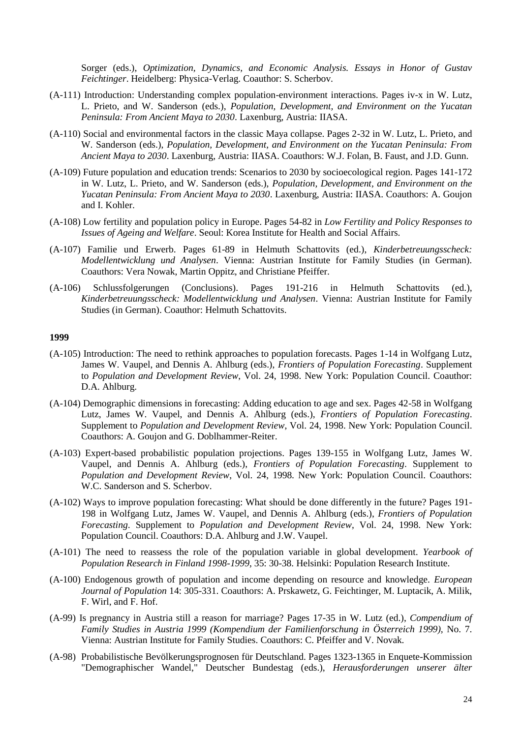Sorger (eds.), *Optimization, Dynamics, and Economic Analysis. Essays in Honor of Gustav Feichtinger*. Heidelberg: Physica-Verlag. Coauthor: S. Scherbov.

(A-111) Introduction: Understanding complex population-environment interactions. Pages iv-x in W. Lutz, L. Prieto, and W. Sanderson (eds.), *Population, Development, and Environment on the Yucatan Peninsula: From Ancient Maya to 2030*. Laxenburg, Austria: IIASA.

(A-110) Social and environmental factors in the classic Maya collapse. Pages 2-32 in W. Lutz, L. Prieto, and W. Sanderson (eds.), *Population, Development, and Environment on the Yucatan Peninsula: From Ancient Maya to 2030*. Laxenburg, Austria: IIASA. Coauthors: W.J. Folan, B. Faust, and J.D. Gunn.

(A-109) Future population and education trends: Scenarios to 2030 by socioecological region. Pages 141-172 in W. Lutz, L. Prieto, and W. Sanderson (eds.), *Population, Development, and Environment on the Yucatan Peninsula: From Ancient Maya to 2030*. Laxenburg, Austria: IIASA. Coauthors: A. Goujon and I. Kohler.

(A-108) Low fertility and population policy in Europe. Pages 54-82 in *Low Fertility and Policy Responses to Issues of Ageing and Welfare*. Seoul: Korea Institute for Health and Social Affairs.

(A-107) Familie und Erwerb. Pages 61-89 in Helmuth Schattovits (ed.), *Kinderbetreuungsscheck: Modellentwicklung und Analysen*. Vienna: Austrian Institute for Family Studies (in German). Coauthors: Vera Nowak, Martin Oppitz, and Christiane Pfeiffer.

(A-106) Schlussfolgerungen (Conclusions). Pages 191-216 in Helmuth Schattovits (ed.), *Kinderbetreuungsscheck: Modellentwicklung und Analysen*. Vienna: Austrian Institute for Family Studies (in German). Coauthor: Helmuth Schattovits.

**1999**

(A-105) Introduction: The need to rethink approaches to population forecasts. Pages 1-14 in Wolfgang Lutz, James W. Vaupel, and Dennis A. Ahlburg (eds.), *Frontiers of Population Forecasting*. Supplement to *Population and Development Review*, Vol. 24, 1998. New York: Population Council. Coauthor: D.A. Ahlburg.

(A-104) Demographic dimensions in forecasting: Adding education to age and sex. Pages 42-58 in Wolfgang Lutz, James W. Vaupel, and Dennis A. Ahlburg (eds.), *Frontiers of Population Forecasting*. Supplement to *Population and Development Review*, Vol. 24, 1998. New York: Population Council. Coauthors: A. Goujon and G. Doblhammer-Reiter.

(A-103) Expert-based probabilistic population projections. Pages 139-155 in Wolfgang Lutz, James W. Vaupel, and Dennis A. Ahlburg (eds.), *Frontiers of Population Forecasting*. Supplement to *Population and Development Review*, Vol. 24, 1998. New York: Population Council. Coauthors: W.C. Sanderson and S. Scherbov.

(A-102) Ways to improve population forecasting: What should be done differently in the future? Pages 191-198 in Wolfgang Lutz, James W. Vaupel, and Dennis A. Ahlburg (eds.), *Frontiers of Population Forecasting*. Supplement to *Population and Development Review*, Vol. 24, 1998. New York: Population Council. Coauthors: D.A. Ahlburg and J.W. Vaupel.

(A-101) The need to reassess the role of the population variable in global development. *Yearbook of Population Research in Finland 1998-1999*, 35: 30-38. Helsinki: Population Research Institute.

(A-100) Endogenous growth of population and income depending on resource and knowledge. *European Journal of Population* 14: 305-331. Coauthors: A. Prskawetz, G. Feichtinger, M. Luptacik, A. Milik, F. Wirl, and F. Hof.

(A-99) Is pregnancy in Austria still a reason for marriage? Pages 17-35 in W. Lutz (ed.), *Compendium of Family Studies in Austria 1999 (Kompendium der Familienforschung in Österreich 1999)*, No. 7. Vienna: Austrian Institute for Family Studies. Coauthors: C. Pfeiffer and V. Novak.

(A-98) Probabilistische Bevölkerungsprognosen für Deutschland. Pages 1323-1365 in Enquete-Kommission "Demographischer Wandel," Deutscher Bundestag (eds.), *Herausforderungen unserer älter*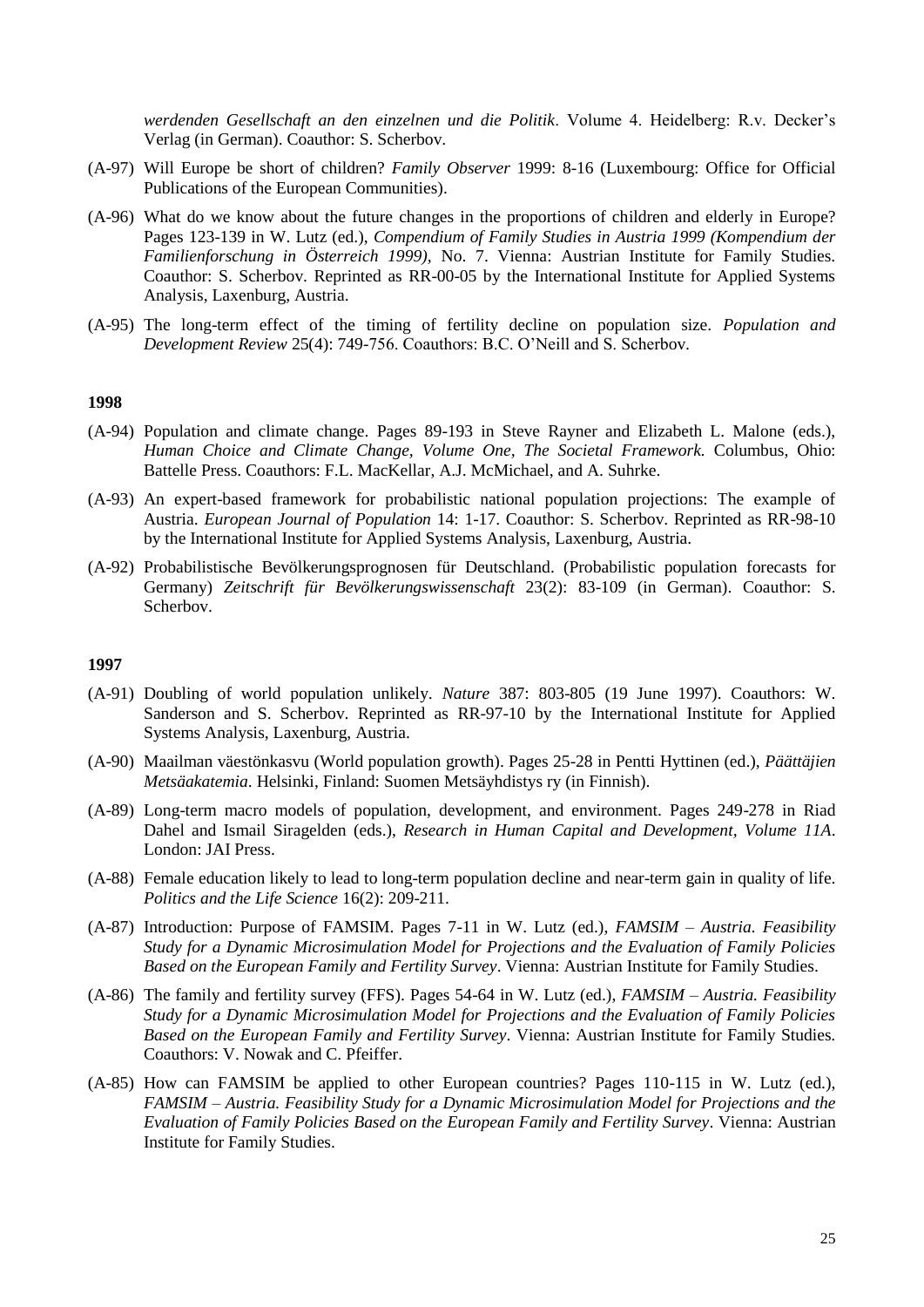*werdenden Gesellschaft an den einzelnen und die Politik*. Volume 4. Heidelberg: R.v. Decker's Verlag (in German). Coauthor: S. Scherbov.

(A-97) Will Europe be short of children? *Family Observer* 1999: 8-16 (Luxembourg: Office for Official Publications of the European Communities).

(A-96) What do we know about the future changes in the proportions of children and elderly in Europe? Pages 123-139 in W. Lutz (ed.), *Compendium of Family Studies in Austria 1999 (Kompendium der Familienforschung in Österreich 1999)*, No. 7. Vienna: Austrian Institute for Family Studies. Coauthor: S. Scherbov. Reprinted as RR-00-05 by the International Institute for Applied Systems Analysis, Laxenburg, Austria.

(A-95) The long-term effect of the timing of fertility decline on population size. *Population and Development Review* 25(4): 749-756. Coauthors: B.C. O'Neill and S. Scherbov.

**1998**

(A-94) Population and climate change. Pages 89-193 in Steve Rayner and Elizabeth L. Malone (eds.), *Human Choice and Climate Change, Volume One, The Societal Framework.* Columbus, Ohio: Battelle Press. Coauthors: F.L. MacKellar, A.J. McMichael, and A. Suhrke.

(A-93) An expert-based framework for probabilistic national population projections: The example of Austria. *European Journal of Population* 14: 1-17. Coauthor: S. Scherbov. Reprinted as RR-98-10 by the International Institute for Applied Systems Analysis, Laxenburg, Austria.

(A-92) Probabilistische Bevölkerungsprognosen für Deutschland. (Probabilistic population forecasts for Germany) *Zeitschrift für Bevölkerungswissenschaft* 23(2): 83-109 (in German). Coauthor: S. Scherbov.

**1997**

(A-91) Doubling of world population unlikely. *Nature* 387: 803-805 (19 June 1997). Coauthors: W. Sanderson and S. Scherbov. Reprinted as RR-97-10 by the International Institute for Applied Systems Analysis, Laxenburg, Austria.

(A-90) Maailman väestönkasvu (World population growth). Pages 25-28 in Pentti Hyttinen (ed.), *Päättäjien Metsäakatemia*. Helsinki, Finland: Suomen Metsäyhdistys ry (in Finnish).

(A-89) Long-term macro models of population, development, and environment. Pages 249-278 in Riad Dahel and Ismail Siragelden (eds.), *Research in Human Capital and Development, Volume 11A*. London: JAI Press.

(A-88) Female education likely to lead to long-term population decline and near-term gain in quality of life. *Politics and the Life Science* 16(2): 209-211.

(A-87) Introduction: Purpose of FAMSIM. Pages 7-11 in W. Lutz (ed.), *FAMSIM – Austria. Feasibility Study for a Dynamic Microsimulation Model for Projections and the Evaluation of Family Policies Based on the European Family and Fertility Survey*. Vienna: Austrian Institute for Family Studies.

(A-86) The family and fertility survey (FFS). Pages 54-64 in W. Lutz (ed.), *FAMSIM – Austria. Feasibility Study for a Dynamic Microsimulation Model for Projections and the Evaluation of Family Policies Based on the European Family and Fertility Survey*. Vienna: Austrian Institute for Family Studies. Coauthors: V. Nowak and C. Pfeiffer.

(A-85) How can FAMSIM be applied to other European countries? Pages 110-115 in W. Lutz (ed.), *FAMSIM – Austria. Feasibility Study for a Dynamic Microsimulation Model for Projections and the Evaluation of Family Policies Based on the European Family and Fertility Survey*. Vienna: Austrian Institute for Family Studies.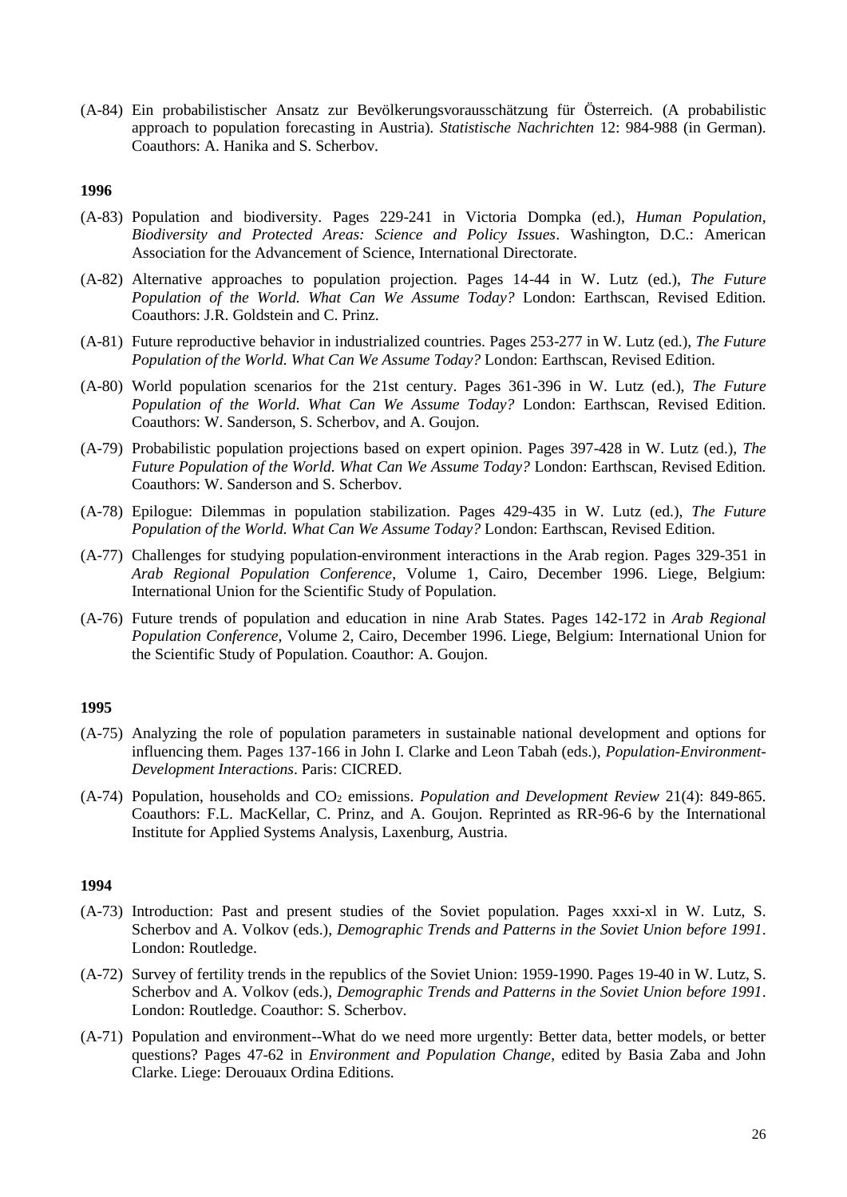(A-84) Ein probabilistischer Ansatz zur Bevölkerungsvorausschätzung für Österreich. (A probabilistic approach to population forecasting in Austria). *Statistische Nachrichten* 12: 984-988 (in German). Coauthors: A. Hanika and S. Scherbov.

**1996**

(A-83) Population and biodiversity. Pages 229-241 in Victoria Dompka (ed.), *Human Population, Biodiversity and Protected Areas: Science and Policy Issues*. Washington, D.C.: American Association for the Advancement of Science, International Directorate.

(A-82) Alternative approaches to population projection. Pages 14-44 in W. Lutz (ed.), *The Future Population of the World. What Can We Assume Today?* London: Earthscan, Revised Edition. Coauthors: J.R. Goldstein and C. Prinz.

(A-81) Future reproductive behavior in industrialized countries. Pages 253-277 in W. Lutz (ed.), *The Future Population of the World. What Can We Assume Today?* London: Earthscan, Revised Edition.

(A-80) World population scenarios for the 21st century. Pages 361-396 in W. Lutz (ed.), *The Future Population of the World. What Can We Assume Today?* London: Earthscan, Revised Edition. Coauthors: W. Sanderson, S. Scherbov, and A. Goujon.

(A-79) Probabilistic population projections based on expert opinion. Pages 397-428 in W. Lutz (ed.), *The Future Population of the World. What Can We Assume Today?* London: Earthscan, Revised Edition. Coauthors: W. Sanderson and S. Scherbov.

(A-78) Epilogue: Dilemmas in population stabilization. Pages 429-435 in W. Lutz (ed.), *The Future Population of the World. What Can We Assume Today?* London: Earthscan, Revised Edition.

(A-77) Challenges for studying population-environment interactions in the Arab region. Pages 329-351 in *Arab Regional Population Conference*, Volume 1, Cairo, December 1996. Liege, Belgium: International Union for the Scientific Study of Population.

(A-76) Future trends of population and education in nine Arab States. Pages 142-172 in *Arab Regional Population Conference*, Volume 2, Cairo, December 1996. Liege, Belgium: International Union for the Scientific Study of Population. Coauthor: A. Goujon.

**1995**

(A-75) Analyzing the role of population parameters in sustainable national development and options for influencing them. Pages 137-166 in John I. Clarke and Leon Tabah (eds.), *Population-Environment-Development Interactions*. Paris: CICRED.

(A-74) Population, households and $CO_2$ emissions. *Population and Development Review* 21(4): 849-865. Coauthors: F.L. MacKellar, C. Prinz, and A. Goujon. Reprinted as RR-96-6 by the International Institute for Applied Systems Analysis, Laxenburg, Austria.

**1994**

(A-73) Introduction: Past and present studies of the Soviet population. Pages xxxi-xl in W. Lutz, S. Scherbov and A. Volkov (eds.), *Demographic Trends and Patterns in the Soviet Union before 1991*. London: Routledge.

(A-72) Survey of fertility trends in the republics of the Soviet Union: 1959-1990. Pages 19-40 in W. Lutz, S. Scherbov and A. Volkov (eds.), *Demographic Trends and Patterns in the Soviet Union before 1991*. London: Routledge. Coauthor: S. Scherbov.

(A-71) Population and environment--What do we need more urgently: Better data, better models, or better questions? Pages 47-62 in *Environment and Population Change*, edited by Basia Zaba and John Clarke. Liege: Derouaux Ordina Editions.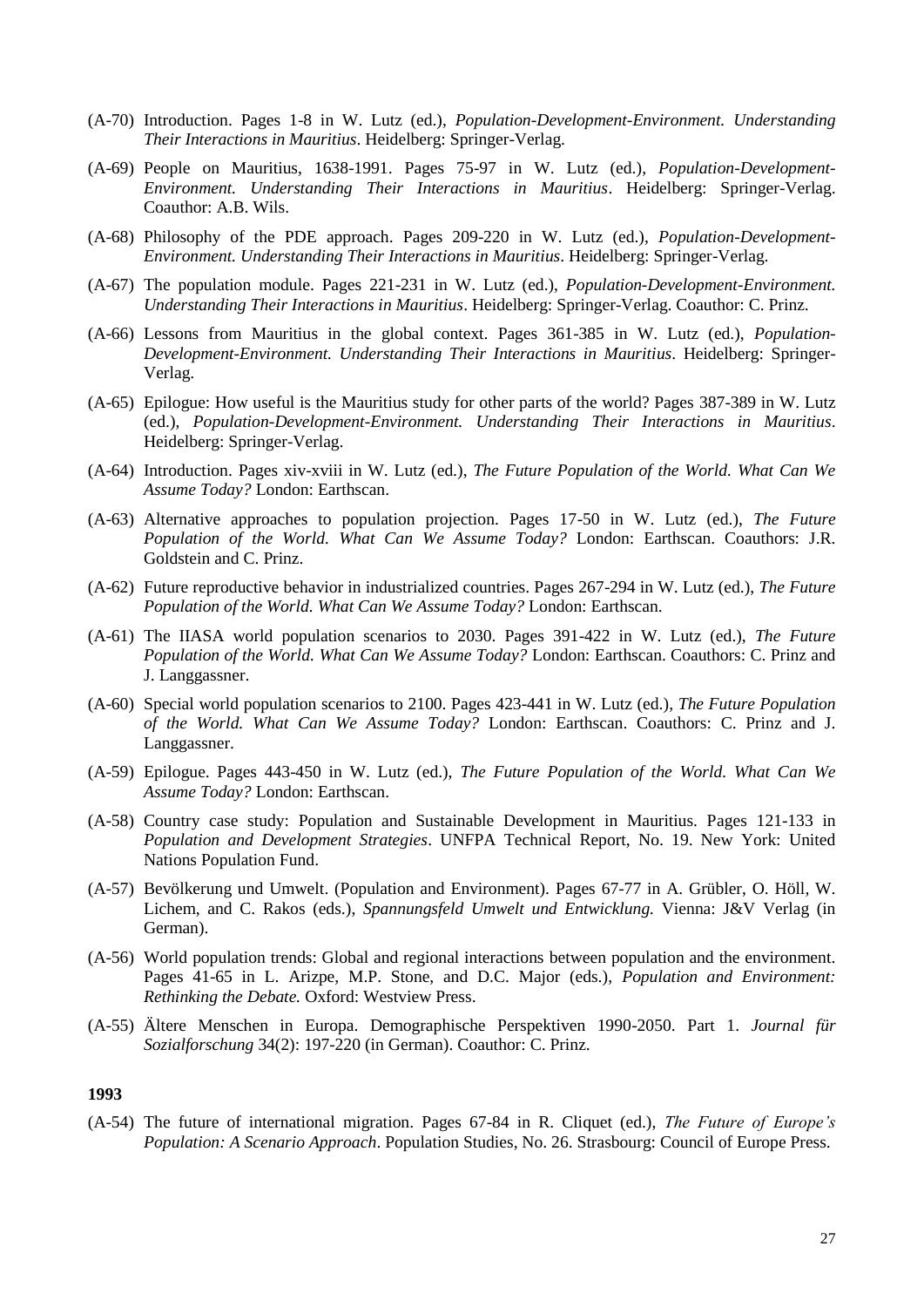(A-70) Introduction. Pages 1-8 in W. Lutz (ed.), *Population-Development-Environment. Understanding Their Interactions in Mauritius*. Heidelberg: Springer-Verlag.

(A-69) People on Mauritius, 1638-1991. Pages 75-97 in W. Lutz (ed.), *Population-Development-Environment. Understanding Their Interactions in Mauritius*. Heidelberg: Springer-Verlag. Coauthor: A.B. Wils.

(A-68) Philosophy of the PDE approach. Pages 209-220 in W. Lutz (ed.), *Population-Development-Environment. Understanding Their Interactions in Mauritius*. Heidelberg: Springer-Verlag.

(A-67) The population module. Pages 221-231 in W. Lutz (ed.), *Population-Development-Environment. Understanding Their Interactions in Mauritius*. Heidelberg: Springer-Verlag. Coauthor: C. Prinz.

(A-66) Lessons from Mauritius in the global context. Pages 361-385 in W. Lutz (ed.), *Population-Development-Environment. Understanding Their Interactions in Mauritius*. Heidelberg: Springer-Verlag.

(A-65) Epilogue: How useful is the Mauritius study for other parts of the world? Pages 387-389 in W. Lutz (ed.), *Population-Development-Environment. Understanding Their Interactions in Mauritius*. Heidelberg: Springer-Verlag.

(A-64) Introduction. Pages xiv-xviii in W. Lutz (ed.), *The Future Population of the World. What Can We Assume Today?* London: Earthscan.

(A-63) Alternative approaches to population projection. Pages 17-50 in W. Lutz (ed.), *The Future Population of the World. What Can We Assume Today?* London: Earthscan. Coauthors: J.R. Goldstein and C. Prinz.

(A-62) Future reproductive behavior in industrialized countries. Pages 267-294 in W. Lutz (ed.), *The Future Population of the World. What Can We Assume Today?* London: Earthscan.

(A-61) The IIASA world population scenarios to 2030. Pages 391-422 in W. Lutz (ed.), *The Future Population of the World. What Can We Assume Today?* London: Earthscan. Coauthors: C. Prinz and J. Langgassner.

(A-60) Special world population scenarios to 2100. Pages 423-441 in W. Lutz (ed.), *The Future Population of the World. What Can We Assume Today?* London: Earthscan. Coauthors: C. Prinz and J. Langgassner.

(A-59) Epilogue. Pages 443-450 in W. Lutz (ed.), *The Future Population of the World. What Can We Assume Today?* London: Earthscan.

(A-58) Country case study: Population and Sustainable Development in Mauritius. Pages 121-133 in *Population and Development Strategies*. UNFPA Technical Report, No. 19. New York: United Nations Population Fund.

(A-57) Bevölkerung und Umwelt. (Population and Environment). Pages 67-77 in A. Grübler, O. Höll, W. Lichem, and C. Rakos (eds.), *Spannungsfeld Umwelt und Entwicklung.* Vienna: J&V Verlag (in German).

(A-56) World population trends: Global and regional interactions between population and the environment. Pages 41-65 in L. Arizpe, M.P. Stone, and D.C. Major (eds.), *Population and Environment: Rethinking the Debate.* Oxford: Westview Press.

(A-55) Ältere Menschen in Europa. Demographische Perspektiven 1990-2050. Part 1. *Journal für Sozialforschung* 34(2): 197-220 (in German). Coauthor: C. Prinz.

**1993**

(A-54) The future of international migration. Pages 67-84 in R. Cliquet (ed.), *The Future of Europe's Population: A Scenario Approach*. Population Studies, No. 26. Strasbourg: Council of Europe Press.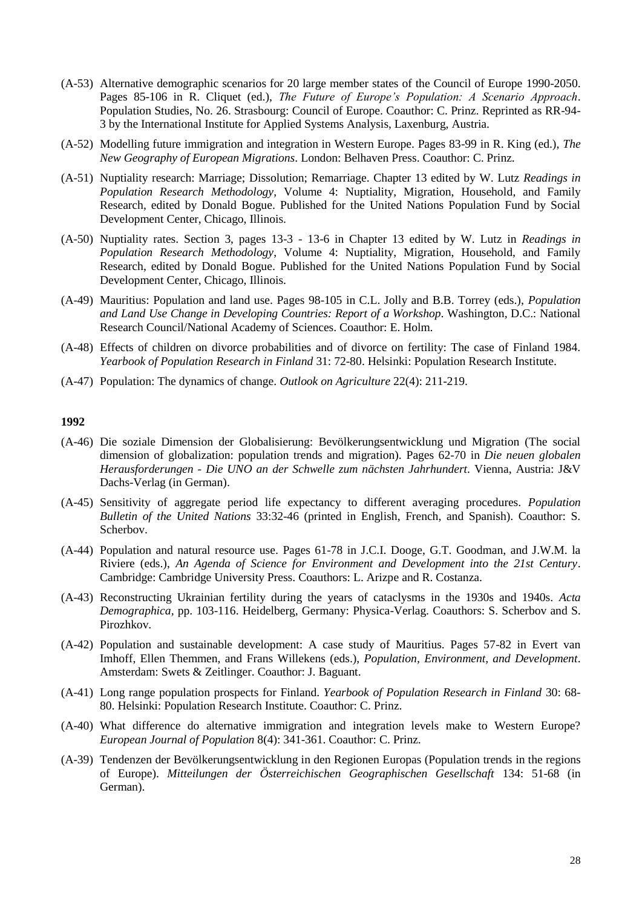(A-53) Alternative demographic scenarios for 20 large member states of the Council of Europe 1990-2050. Pages 85-106 in R. Cliquet (ed.), *The Future of Europe's Population: A Scenario Approach*. Population Studies, No. 26. Strasbourg: Council of Europe. Coauthor: C. Prinz. Reprinted as RR-94-3 by the International Institute for Applied Systems Analysis, Laxenburg, Austria.

(A-52) Modelling future immigration and integration in Western Europe. Pages 83-99 in R. King (ed.), *The New Geography of European Migrations*. London: Belhaven Press. Coauthor: C. Prinz.

(A-51) Nuptiality research: Marriage; Dissolution; Remarriage. Chapter 13 edited by W. Lutz *Readings in Population Research Methodology*, Volume 4: Nuptiality, Migration, Household, and Family Research, edited by Donald Bogue. Published for the United Nations Population Fund by Social Development Center, Chicago, Illinois.

(A-50) Nuptiality rates. Section 3, pages 13-3 - 13-6 in Chapter 13 edited by W. Lutz in *Readings in Population Research Methodology*, Volume 4: Nuptiality, Migration, Household, and Family Research, edited by Donald Bogue. Published for the United Nations Population Fund by Social Development Center, Chicago, Illinois.

(A-49) Mauritius: Population and land use. Pages 98-105 in C.L. Jolly and B.B. Torrey (eds.), *Population and Land Use Change in Developing Countries: Report of a Workshop*. Washington, D.C.: National Research Council/National Academy of Sciences. Coauthor: E. Holm.

(A-48) Effects of children on divorce probabilities and of divorce on fertility: The case of Finland 1984. *Yearbook of Population Research in Finland* 31: 72-80. Helsinki: Population Research Institute.

(A-47) Population: The dynamics of change. *Outlook on Agriculture* 22(4): 211-219.

**1992**

(A-46) Die soziale Dimension der Globalisierung: Bevölkerungsentwicklung und Migration (The social dimension of globalization: population trends and migration). Pages 62-70 in *Die neuen globalen Herausforderungen - Die UNO an der Schwelle zum nächsten Jahrhundert*. Vienna, Austria: J&V Dachs-Verlag (in German).

(A-45) Sensitivity of aggregate period life expectancy to different averaging procedures. *Population Bulletin of the United Nations* 33:32-46 (printed in English, French, and Spanish). Coauthor: S. Scherbov.

(A-44) Population and natural resource use. Pages 61-78 in J.C.I. Dooge, G.T. Goodman, and J.W.M. la Riviere (eds.), *An Agenda of Science for Environment and Development into the 21st Century*. Cambridge: Cambridge University Press. Coauthors: L. Arizpe and R. Costanza.

(A-43) Reconstructing Ukrainian fertility during the years of cataclysms in the 1930s and 1940s. *Acta Demographica*, pp. 103-116. Heidelberg, Germany: Physica-Verlag. Coauthors: S. Scherbov and S. Pirozhkov.

(A-42) Population and sustainable development: A case study of Mauritius. Pages 57-82 in Evert van Imhoff, Ellen Themmen, and Frans Willekens (eds.), *Population, Environment, and Development*. Amsterdam: Swets & Zeitlinger. Coauthor: J. Baguant.

(A-41) Long range population prospects for Finland. *Yearbook of Population Research in Finland* 30: 68-80. Helsinki: Population Research Institute. Coauthor: C. Prinz.

(A-40) What difference do alternative immigration and integration levels make to Western Europe? *European Journal of Population* 8(4): 341-361. Coauthor: C. Prinz.

(A-39) Tendenzen der Bevölkerungsentwicklung in den Regionen Europas (Population trends in the regions of Europe). *Mitteilungen der Österreichischen Geographischen Gesellschaft* 134: 51-68 (in German).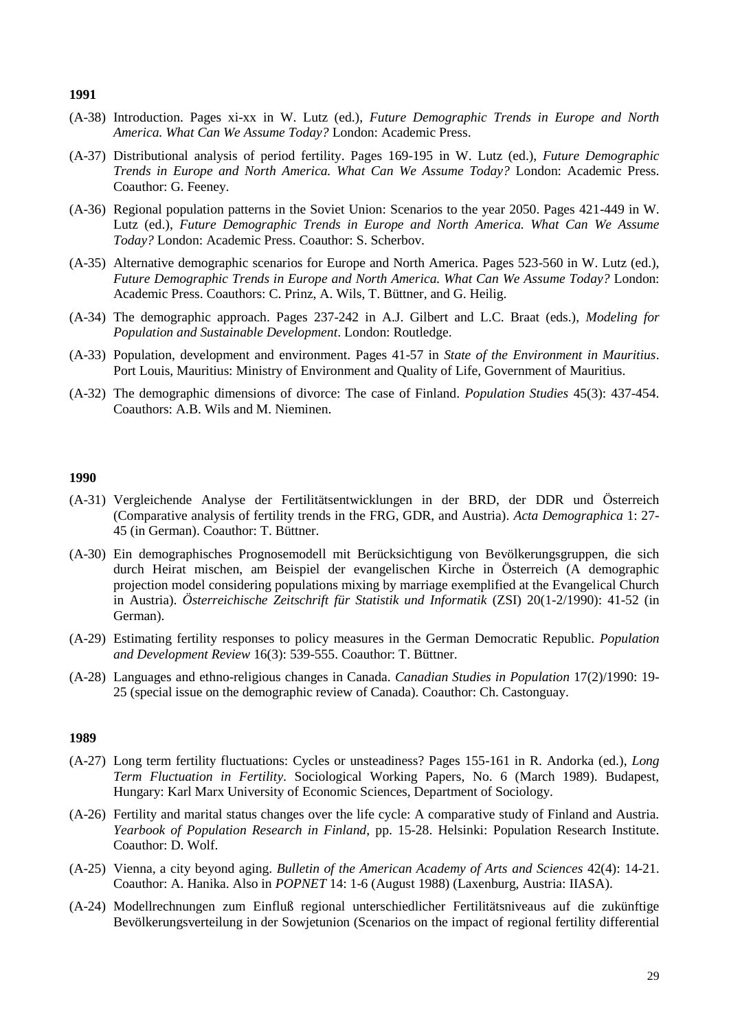**1991**

(A-38) Introduction. Pages xi-xx in W. Lutz (ed.), *Future Demographic Trends in Europe and North America. What Can We Assume Today?* London: Academic Press.

(A-37) Distributional analysis of period fertility. Pages 169-195 in W. Lutz (ed.), *Future Demographic Trends in Europe and North America. What Can We Assume Today?* London: Academic Press. Coauthor: G. Feeney.

(A-36) Regional population patterns in the Soviet Union: Scenarios to the year 2050. Pages 421-449 in W. Lutz (ed.), *Future Demographic Trends in Europe and North America. What Can We Assume Today?* London: Academic Press. Coauthor: S. Scherbov.

(A-35) Alternative demographic scenarios for Europe and North America. Pages 523-560 in W. Lutz (ed.), *Future Demographic Trends in Europe and North America. What Can We Assume Today?* London: Academic Press. Coauthors: C. Prinz, A. Wils, T. Büttner, and G. Heilig.

(A-34) The demographic approach. Pages 237-242 in A.J. Gilbert and L.C. Braat (eds.), *Modeling for Population and Sustainable Development*. London: Routledge.

(A-33) Population, development and environment. Pages 41-57 in *State of the Environment in Mauritius*. Port Louis, Mauritius: Ministry of Environment and Quality of Life, Government of Mauritius.

(A-32) The demographic dimensions of divorce: The case of Finland. *Population Studies* 45(3): 437-454. Coauthors: A.B. Wils and M. Nieminen.

**1990**

(A-31) Vergleichende Analyse der Fertilitätsentwicklungen in der BRD, der DDR und Österreich (Comparative analysis of fertility trends in the FRG, GDR, and Austria). *Acta Demographica* 1: 27-45 (in German). Coauthor: T. Büttner.

(A-30) Ein demographisches Prognosemodell mit Berücksichtigung von Bevölkerungsgruppen, die sich durch Heirat mischen, am Beispiel der evangelischen Kirche in Österreich (A demographic projection model considering populations mixing by marriage exemplified at the Evangelical Church in Austria). *Österreichische Zeitschrift für Statistik und Informatik* (ZSI) 20(1-2/1990): 41-52 (in German).

(A-29) Estimating fertility responses to policy measures in the German Democratic Republic. *Population and Development Review* 16(3): 539-555. Coauthor: T. Büttner.

(A-28) Languages and ethno-religious changes in Canada. *Canadian Studies in Population* 17(2)/1990: 19-25 (special issue on the demographic review of Canada). Coauthor: Ch. Castonguay.

**1989**

(A-27) Long term fertility fluctuations: Cycles or unsteadiness? Pages 155-161 in R. Andorka (ed.), *Long Term Fluctuation in Fertility*. Sociological Working Papers, No. 6 (March 1989). Budapest, Hungary: Karl Marx University of Economic Sciences, Department of Sociology.

(A-26) Fertility and marital status changes over the life cycle: A comparative study of Finland and Austria. *Yearbook of Population Research in Finland*, pp. 15-28. Helsinki: Population Research Institute. Coauthor: D. Wolf.

(A-25) Vienna, a city beyond aging. *Bulletin of the American Academy of Arts and Sciences* 42(4): 14-21. Coauthor: A. Hanika. Also in *POPNET* 14: 1-6 (August 1988) (Laxenburg, Austria: IIASA).

(A-24) Modellrechnungen zum Einfluß regional unterschiedlicher Fertilitätsniveaus auf die zukünftige Bevölkerungsverteilung in der Sowjetunion (Scenarios on the impact of regional fertility differential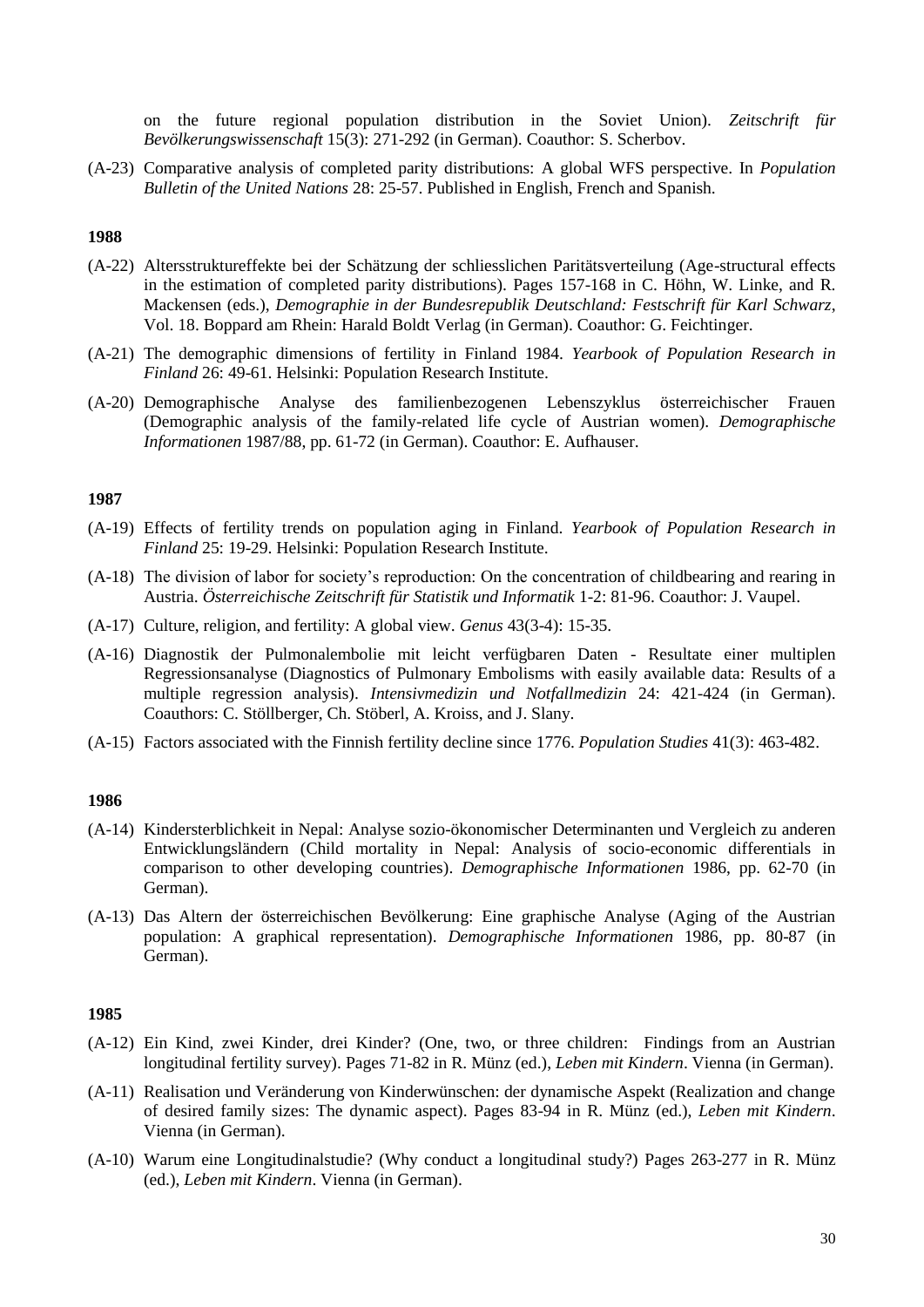on the future regional population distribution in the Soviet Union). *Zeitschrift für Bevölkerungswissenschaft* 15(3): 271-292 (in German). Coauthor: S. Scherbov.

(A-23) Comparative analysis of completed parity distributions: A global WFS perspective. In *Population Bulletin of the United Nations* 28: 25-57. Published in English, French and Spanish.

**1988**

(A-22) Altersstruktureffekte bei der Schätzung der schliesslichen Paritätsverteilung (Age-structural effects in the estimation of completed parity distributions). Pages 157-168 in C. Höhn, W. Linke, and R. Mackensen (eds.), *Demographie in der Bundesrepublik Deutschland: Festschrift für Karl Schwarz*, Vol. 18. Boppard am Rhein: Harald Boldt Verlag (in German). Coauthor: G. Feichtinger.

(A-21) The demographic dimensions of fertility in Finland 1984. *Yearbook of Population Research in Finland* 26: 49-61. Helsinki: Population Research Institute.

(A-20) Demographische Analyse des familienbezogenen Lebenszyklus österreichischer Frauen (Demographic analysis of the family-related life cycle of Austrian women). *Demographische Informationen* 1987/88, pp. 61-72 (in German). Coauthor: E. Aufhauser.

**1987**

(A-19) Effects of fertility trends on population aging in Finland. *Yearbook of Population Research in Finland* 25: 19-29. Helsinki: Population Research Institute.

(A-18) The division of labor for society's reproduction: On the concentration of childbearing and rearing in Austria. *Österreichische Zeitschrift für Statistik und Informatik* 1-2: 81-96. Coauthor: J. Vaupel.

(A-17) Culture, religion, and fertility: A global view. *Genus* 43(3-4): 15-35.

(A-16) Diagnostik der Pulmonalembolie mit leicht verfügbaren Daten - Resultate einer multiplen Regressionsanalyse (Diagnostics of Pulmonary Embolisms with easily available data: Results of a multiple regression analysis). *Intensivmedizin und Notfallmedizin* 24: 421-424 (in German). Coauthors: C. Stöllberger, Ch. Stöberl, A. Kroiss, and J. Slany.

(A-15) Factors associated with the Finnish fertility decline since 1776. *Population Studies* 41(3): 463-482.

**1986**

(A-14) Kindersterblichkeit in Nepal: Analyse sozio-ökonomischer Determinanten und Vergleich zu anderen Entwicklungsländern (Child mortality in Nepal: Analysis of socio-economic differentials in comparison to other developing countries). *Demographische Informationen* 1986, pp. 62-70 (in German).

(A-13) Das Altern der österreichischen Bevölkerung: Eine graphische Analyse (Aging of the Austrian population: A graphical representation). *Demographische Informationen* 1986, pp. 80-87 (in German).

**1985**

(A-12) Ein Kind, zwei Kinder, drei Kinder? (One, two, or three children: Findings from an Austrian longitudinal fertility survey). Pages 71-82 in R. Münz (ed.), *Leben mit Kindern*. Vienna (in German).

(A-11) Realisation und Veränderung von Kinderwünschen: der dynamische Aspekt (Realization and change of desired family sizes: The dynamic aspect). Pages 83-94 in R. Münz (ed.), *Leben mit Kindern*. Vienna (in German).

(A-10) Warum eine Longitudinalstudie? (Why conduct a longitudinal study?) Pages 263-277 in R. Münz (ed.), *Leben mit Kindern*. Vienna (in German).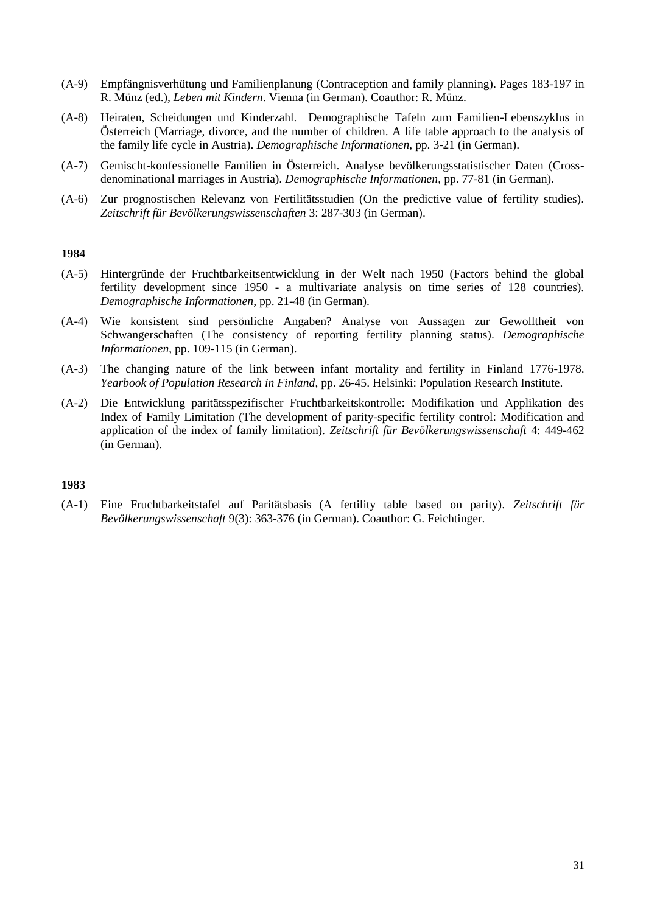(A-9) Empfängnisverhütung und Familienplanung (Contraception and family planning). Pages 183-197 in R. Münz (ed.), *Leben mit Kindern*. Vienna (in German). Coauthor: R. Münz.

(A-8) Heiraten, Scheidungen und Kinderzahl. Demographische Tafeln zum Familien-Lebenszyklus in Österreich (Marriage, divorce, and the number of children. A life table approach to the analysis of the family life cycle in Austria). *Demographische Informationen*, pp. 3-21 (in German).

(A-7) Gemischt-konfessionelle Familien in Österreich. Analyse bevölkerungsstatistischer Daten (Cross-denominational marriages in Austria). *Demographische Informationen*, pp. 77-81 (in German).

(A-6) Zur prognostischen Relevanz von Fertilitätsstudien (On the predictive value of fertility studies). *Zeitschrift für Bevölkerungswissenschaften* 3: 287-303 (in German).

**1984**

(A-5) Hintergründe der Fruchtbarkeitsentwicklung in der Welt nach 1950 (Factors behind the global fertility development since 1950 - a multivariate analysis on time series of 128 countries). *Demographische Informationen*, pp. 21-48 (in German).

(A-4) Wie konsistent sind persönliche Angaben? Analyse von Aussagen zur Gewolltheit von Schwangerschaften (The consistency of reporting fertility planning status). *Demographische Informationen*, pp. 109-115 (in German).

(A-3) The changing nature of the link between infant mortality and fertility in Finland 1776-1978. *Yearbook of Population Research in Finland*, pp. 26-45. Helsinki: Population Research Institute.

(A-2) Die Entwicklung paritätsspezifischer Fruchtbarkeitskontrolle: Modifikation und Applikation des Index of Family Limitation (The development of parity-specific fertility control: Modification and application of the index of family limitation). *Zeitschrift für Bevölkerungswissenschaft* 4: 449-462 (in German).

**1983**

(A-1) Eine Fruchtbarkeitstafel auf Paritätsbasis (A fertility table based on parity). *Zeitschrift für Bevölkerungswissenschaft* 9(3): 363-376 (in German). Coauthor: G. Feichtinger.